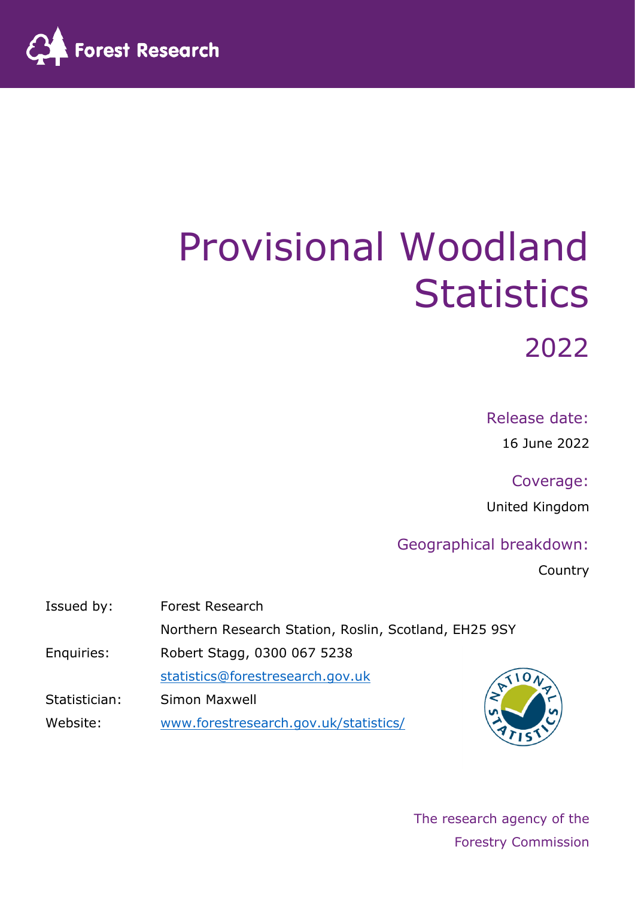Forest Research

# Provisional Woodland Statistics

## 2022

Release date:

16 June 2022

Coverage:

United Kingdom

Geographical breakdown:

Country

| | |
|---|---|
| Issued by: | Forest Research |
| | Northern Research Station, Roslin, Scotland, EH25 9SY |
| Enquiries: | Robert Stagg, 0300 067 5238 |
| | statistics@forestresearch.gov.uk |
| Statistician: | Simon Maxwell |
| Website: | www.forestresearch.gov.uk/statistics/ |

The research agency of the Forestry Commission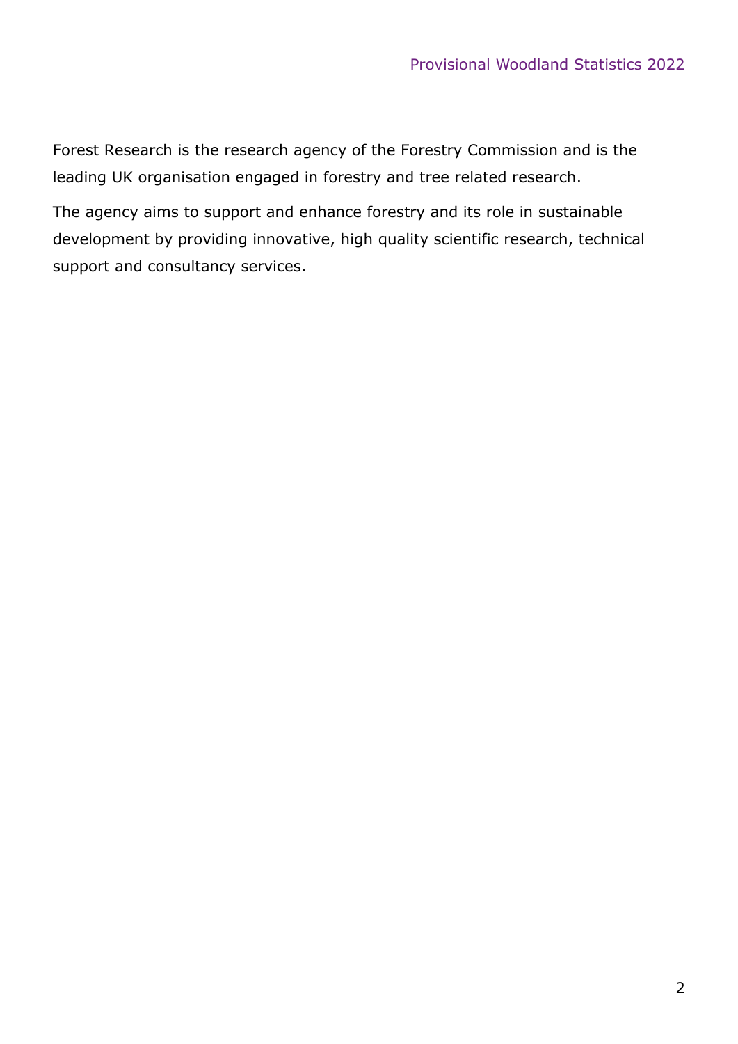Forest Research is the research agency of the Forestry Commission and is the leading UK organisation engaged in forestry and tree related research.

The agency aims to support and enhance forestry and its role in sustainable development by providing innovative, high quality scientific research, technical support and consultancy services.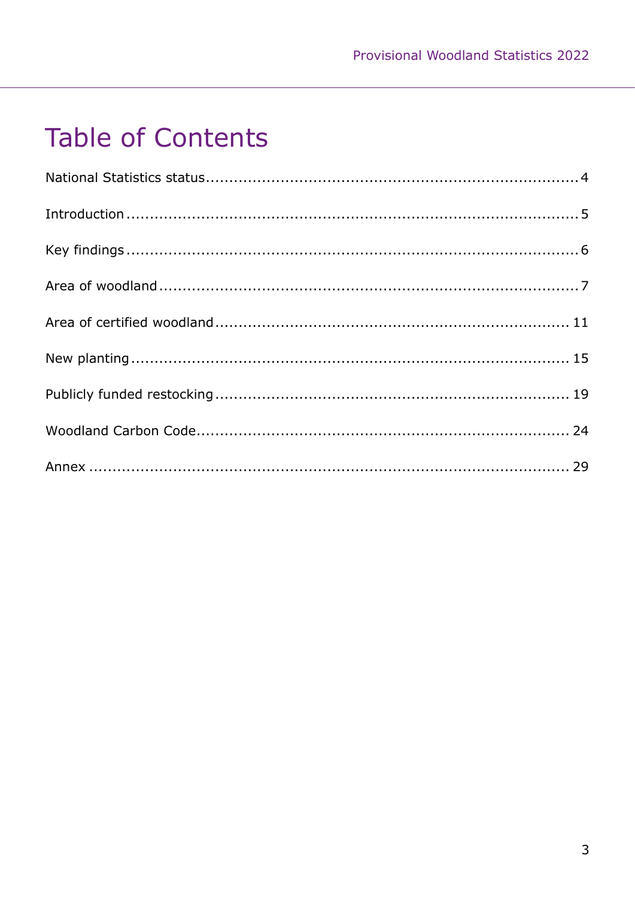# Table of Contents

National Statistics status ..... 4

Introduction ..... 5

Key findings ..... 6

Area of woodland ..... 7

Area of certified woodland ..... 11

New planting ..... 15

Publicly funded restocking ..... 19

Woodland Carbon Code ..... 24

Annex ..... 29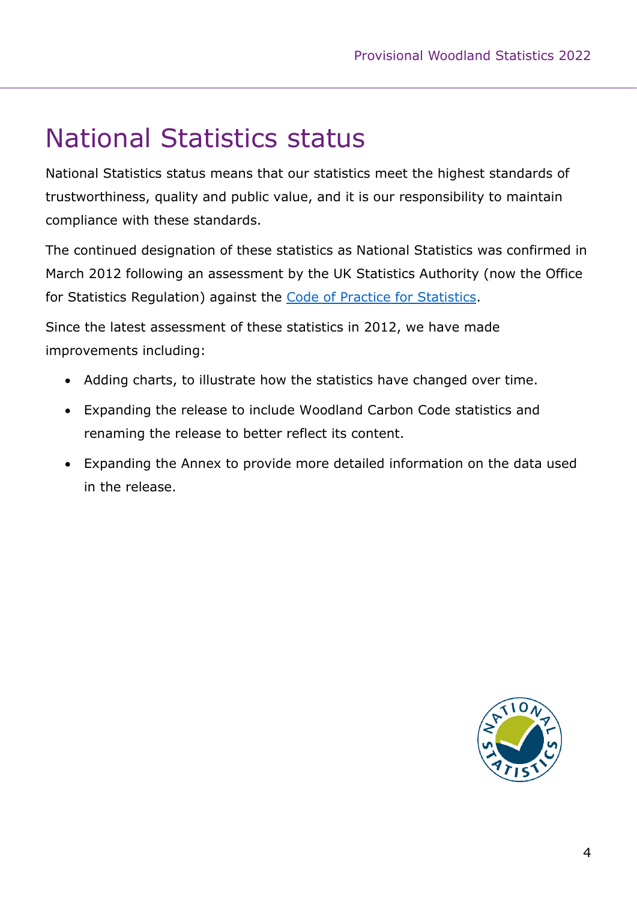# National Statistics status

National Statistics status means that our statistics meet the highest standards of trustworthiness, quality and public value, and it is our responsibility to maintain compliance with these standards.

The continued designation of these statistics as National Statistics was confirmed in March 2012 following an assessment by the UK Statistics Authority (now the Office for Statistics Regulation) against the [Code of Practice for Statistics](#).

Since the latest assessment of these statistics in 2012, we have made improvements including:

- Adding charts, to illustrate how the statistics have changed over time.
- Expanding the release to include Woodland Carbon Code statistics and renaming the release to better reflect its content.
- Expanding the Annex to provide more detailed information on the data used in the release.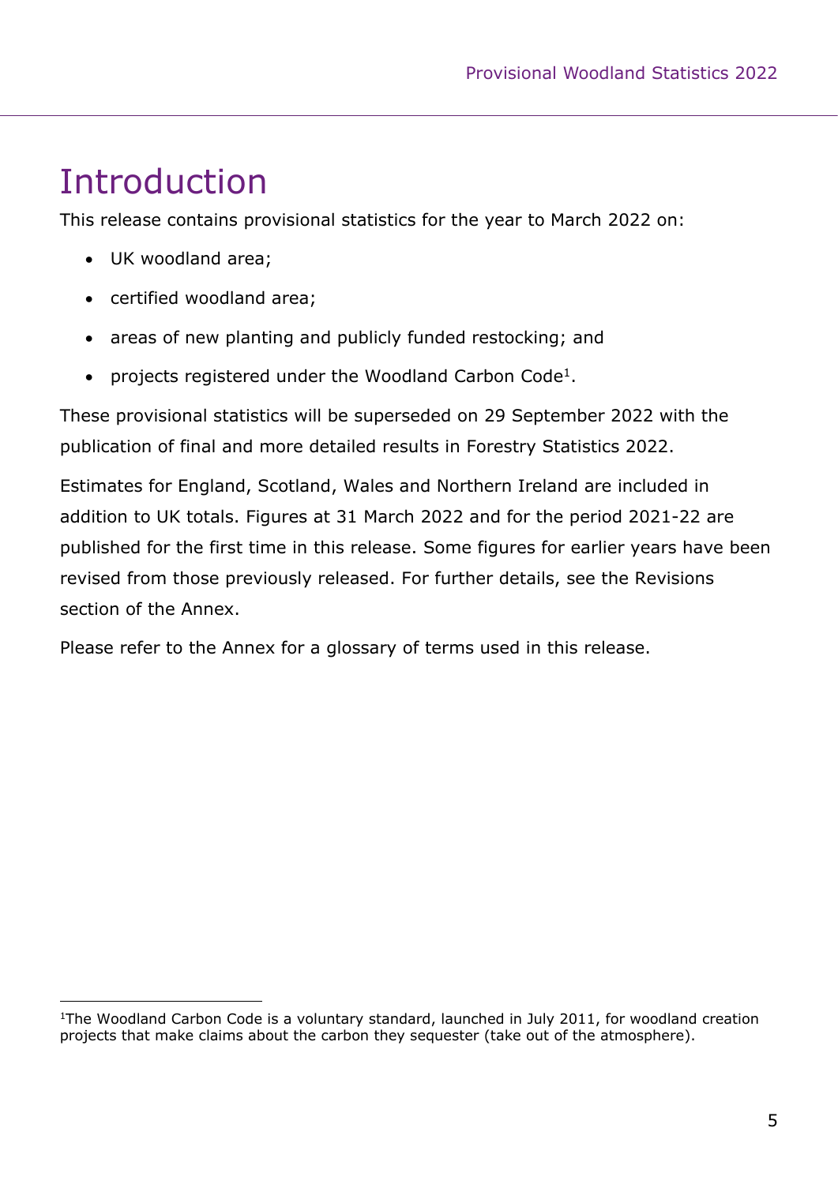# Introduction

This release contains provisional statistics for the year to March 2022 on:

- UK woodland area;
- certified woodland area;
- areas of new planting and publicly funded restocking; and
- projects registered under the Woodland Carbon Code[1].

These provisional statistics will be superseded on 29 September 2022 with the publication of final and more detailed results in Forestry Statistics 2022.

Estimates for England, Scotland, Wales and Northern Ireland are included in addition to UK totals. Figures at 31 March 2022 and for the period 2021-22 are published for the first time in this release. Some figures for earlier years have been revised from those previously released. For further details, see the Revisions section of the Annex.

Please refer to the Annex for a glossary of terms used in this release.

[1] The Woodland Carbon Code is a voluntary standard, launched in July 2011, for woodland creation projects that make claims about the carbon they sequester (take out of the atmosphere).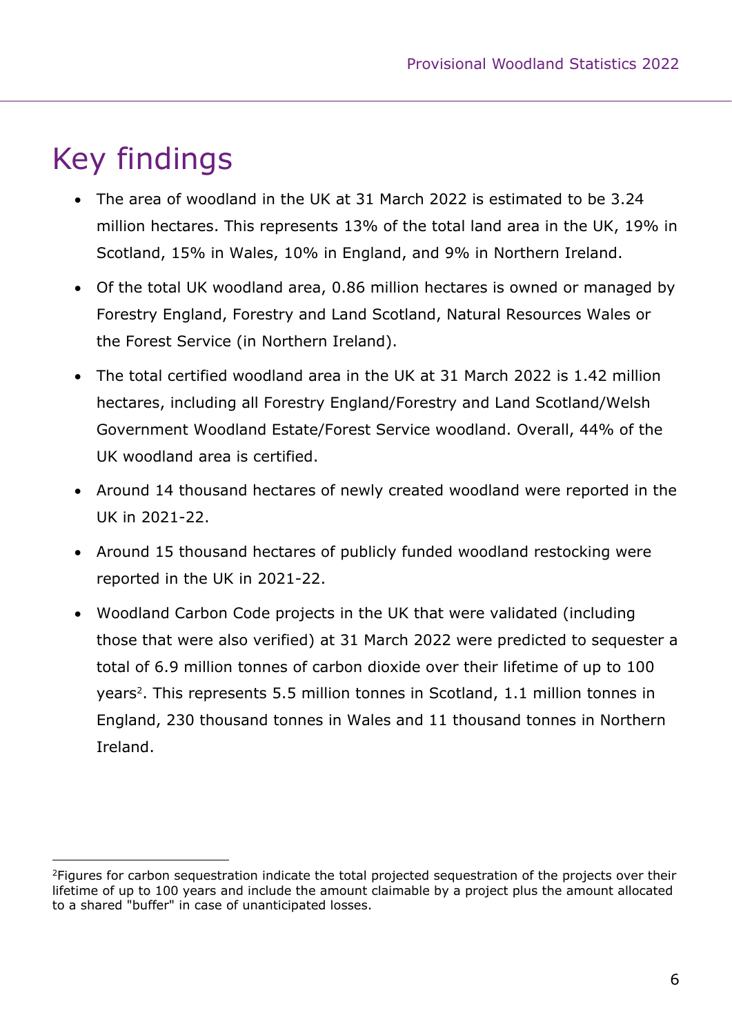# Key findings

- The area of woodland in the UK at 31 March 2022 is estimated to be 3.24 million hectares. This represents 13% of the total land area in the UK, 19% in Scotland, 15% in Wales, 10% in England, and 9% in Northern Ireland.
- Of the total UK woodland area, 0.86 million hectares is owned or managed by Forestry England, Forestry and Land Scotland, Natural Resources Wales or the Forest Service (in Northern Ireland).
- The total certified woodland area in the UK at 31 March 2022 is 1.42 million hectares, including all Forestry England/Forestry and Land Scotland/Welsh Government Woodland Estate/Forest Service woodland. Overall, 44% of the UK woodland area is certified.
- Around 14 thousand hectares of newly created woodland were reported in the UK in 2021-22.
- Around 15 thousand hectares of publicly funded woodland restocking were reported in the UK in 2021-22.
- Woodland Carbon Code projects in the UK that were validated (including those that were also verified) at 31 March 2022 were predicted to sequester a total of 6.9 million tonnes of carbon dioxide over their lifetime of up to 100 years[2]. This represents 5.5 million tonnes in Scotland, 1.1 million tonnes in England, 230 thousand tonnes in Wales and 11 thousand tonnes in Northern Ireland.

[2]Figures for carbon sequestration indicate the total projected sequestration of the projects over their lifetime of up to 100 years and include the amount claimable by a project plus the amount allocated to a shared "buffer" in case of unanticipated losses.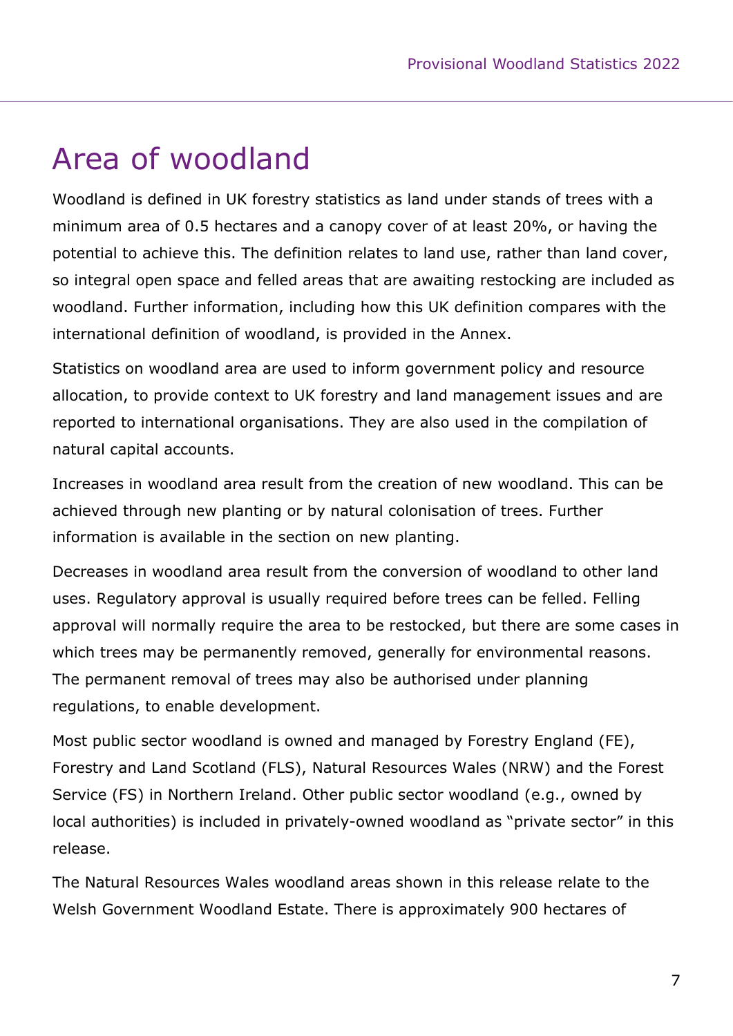# Area of woodland

Woodland is defined in UK forestry statistics as land under stands of trees with a minimum area of 0.5 hectares and a canopy cover of at least 20%, or having the potential to achieve this. The definition relates to land use, rather than land cover, so integral open space and felled areas that are awaiting restocking are included as woodland. Further information, including how this UK definition compares with the international definition of woodland, is provided in the Annex.

Statistics on woodland area are used to inform government policy and resource allocation, to provide context to UK forestry and land management issues and are reported to international organisations. They are also used in the compilation of natural capital accounts.

Increases in woodland area result from the creation of new woodland. This can be achieved through new planting or by natural colonisation of trees. Further information is available in the section on new planting.

Decreases in woodland area result from the conversion of woodland to other land uses. Regulatory approval is usually required before trees can be felled. Felling approval will normally require the area to be restocked, but there are some cases in which trees may be permanently removed, generally for environmental reasons. The permanent removal of trees may also be authorised under planning regulations, to enable development.

Most public sector woodland is owned and managed by Forestry England (FE), Forestry and Land Scotland (FLS), Natural Resources Wales (NRW) and the Forest Service (FS) in Northern Ireland. Other public sector woodland (e.g., owned by local authorities) is included in privately-owned woodland as "private sector" in this release.

The Natural Resources Wales woodland areas shown in this release relate to the Welsh Government Woodland Estate. There is approximately 900 hectares of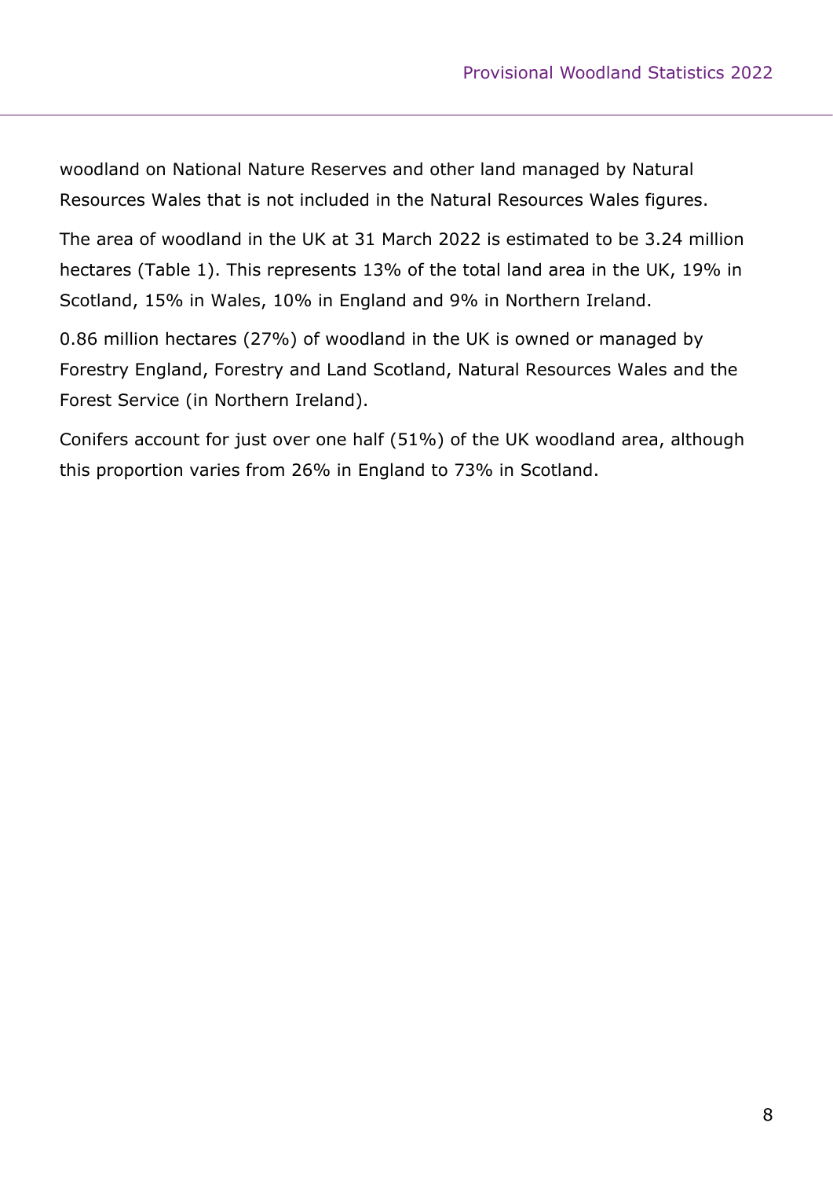woodland on National Nature Reserves and other land managed by Natural Resources Wales that is not included in the Natural Resources Wales figures.

The area of woodland in the UK at 31 March 2022 is estimated to be 3.24 million hectares (Table 1). This represents 13% of the total land area in the UK, 19% in Scotland, 15% in Wales, 10% in England and 9% in Northern Ireland.

0.86 million hectares (27%) of woodland in the UK is owned or managed by Forestry England, Forestry and Land Scotland, Natural Resources Wales and the Forest Service (in Northern Ireland).

Conifers account for just over one half (51%) of the UK woodland area, although this proportion varies from 26% in England to 73% in Scotland.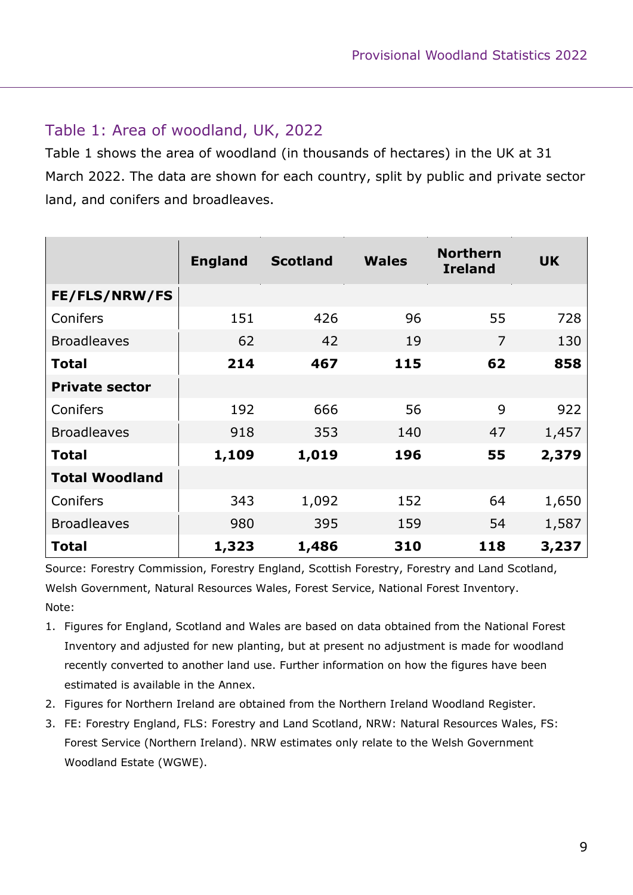## Table 1: Area of woodland, UK, 2022

Table 1 shows the area of woodland (in thousands of hectares) in the UK at 31 March 2022. The data are shown for each country, split by public and private sector land, and conifers and broadleaves.

| | England | Scotland | Wales | Northern Ireland | UK |
|---|---|---|---|---|---|
| **FE/FLS/NRW/FS** | | | | | |
| Conifers | 151 | 426 | 96 | 55 | 728 |
| Broadleaves | 62 | 42 | 19 | 7 | 130 |
| **Total** | **214** | **467** | **115** | **62** | **858** |
| **Private sector** | | | | | |
| Conifers | 192 | 666 | 56 | 9 | 922 |
| Broadleaves | 918 | 353 | 140 | 47 | 1,457 |
| **Total** | **1,109** | **1,019** | **196** | **55** | **2,379** |
| **Total Woodland** | | | | | |
| Conifers | 343 | 1,092 | 152 | 64 | 1,650 |
| Broadleaves | 980 | 395 | 159 | 54 | 1,587 |
| **Total** | **1,323** | **1,486** | **310** | **118** | **3,237** |

Source: Forestry Commission, Forestry England, Scottish Forestry, Forestry and Land Scotland, Welsh Government, Natural Resources Wales, Forest Service, National Forest Inventory.

Note:

1. Figures for England, Scotland and Wales are based on data obtained from the National Forest Inventory and adjusted for new planting, but at present no adjustment is made for woodland recently converted to another land use. Further information on how the figures have been estimated is available in the Annex.
2. Figures for Northern Ireland are obtained from the Northern Ireland Woodland Register.
3. FE: Forestry England, FLS: Forestry and Land Scotland, NRW: Natural Resources Wales, FS: Forest Service (Northern Ireland). NRW estimates only relate to the Welsh Government Woodland Estate (WGWE).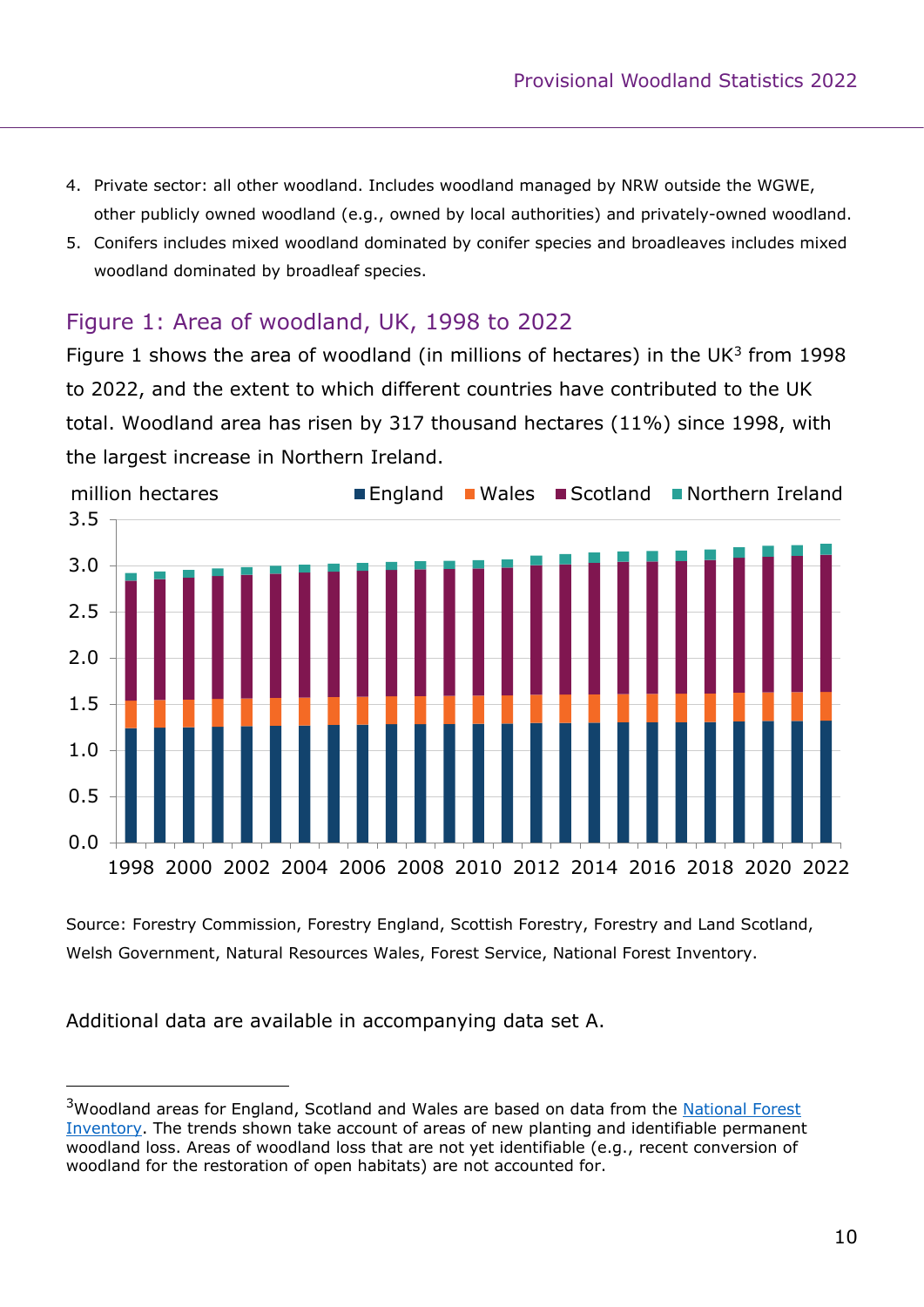4. Private sector: all other woodland. Includes woodland managed by NRW outside the WGWE, other publicly owned woodland (e.g., owned by local authorities) and privately-owned woodland.
5. Conifers includes mixed woodland dominated by conifer species and broadleaves includes mixed woodland dominated by broadleaf species.

## Figure 1: Area of woodland, UK, 1998 to 2022

Figure 1 shows the area of woodland (in millions of hectares) in the UK[3] from 1998 to 2022, and the extent to which different countries have contributed to the UK total. Woodland area has risen by 317 thousand hectares (11%) since 1998, with the largest increase in Northern Ireland.

Source: Forestry Commission, Forestry England, Scottish Forestry, Forestry and Land Scotland, Welsh Government, Natural Resources Wales, Forest Service, National Forest Inventory.

Additional data are available in accompanying data set A.

---

[3]Woodland areas for England, Scotland and Wales are based on data from the National Forest Inventory. The trends shown take account of areas of new planting and identifiable permanent woodland loss. Areas of woodland loss that are not yet identifiable (e.g., recent conversion of woodland for the restoration of open habitats) are not accounted for.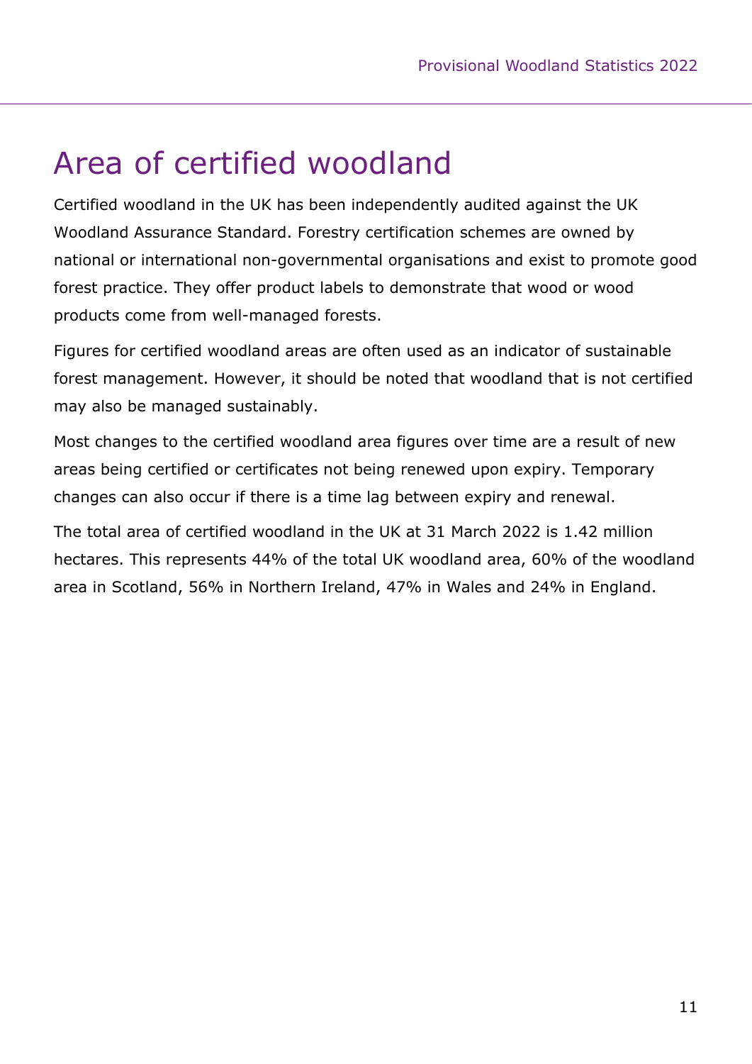# Area of certified woodland

Certified woodland in the UK has been independently audited against the UK Woodland Assurance Standard. Forestry certification schemes are owned by national or international non-governmental organisations and exist to promote good forest practice. They offer product labels to demonstrate that wood or wood products come from well-managed forests.

Figures for certified woodland areas are often used as an indicator of sustainable forest management. However, it should be noted that woodland that is not certified may also be managed sustainably.

Most changes to the certified woodland area figures over time are a result of new areas being certified or certificates not being renewed upon expiry. Temporary changes can also occur if there is a time lag between expiry and renewal.

The total area of certified woodland in the UK at 31 March 2022 is 1.42 million hectares. This represents 44% of the total UK woodland area, 60% of the woodland area in Scotland, 56% in Northern Ireland, 47% in Wales and 24% in England.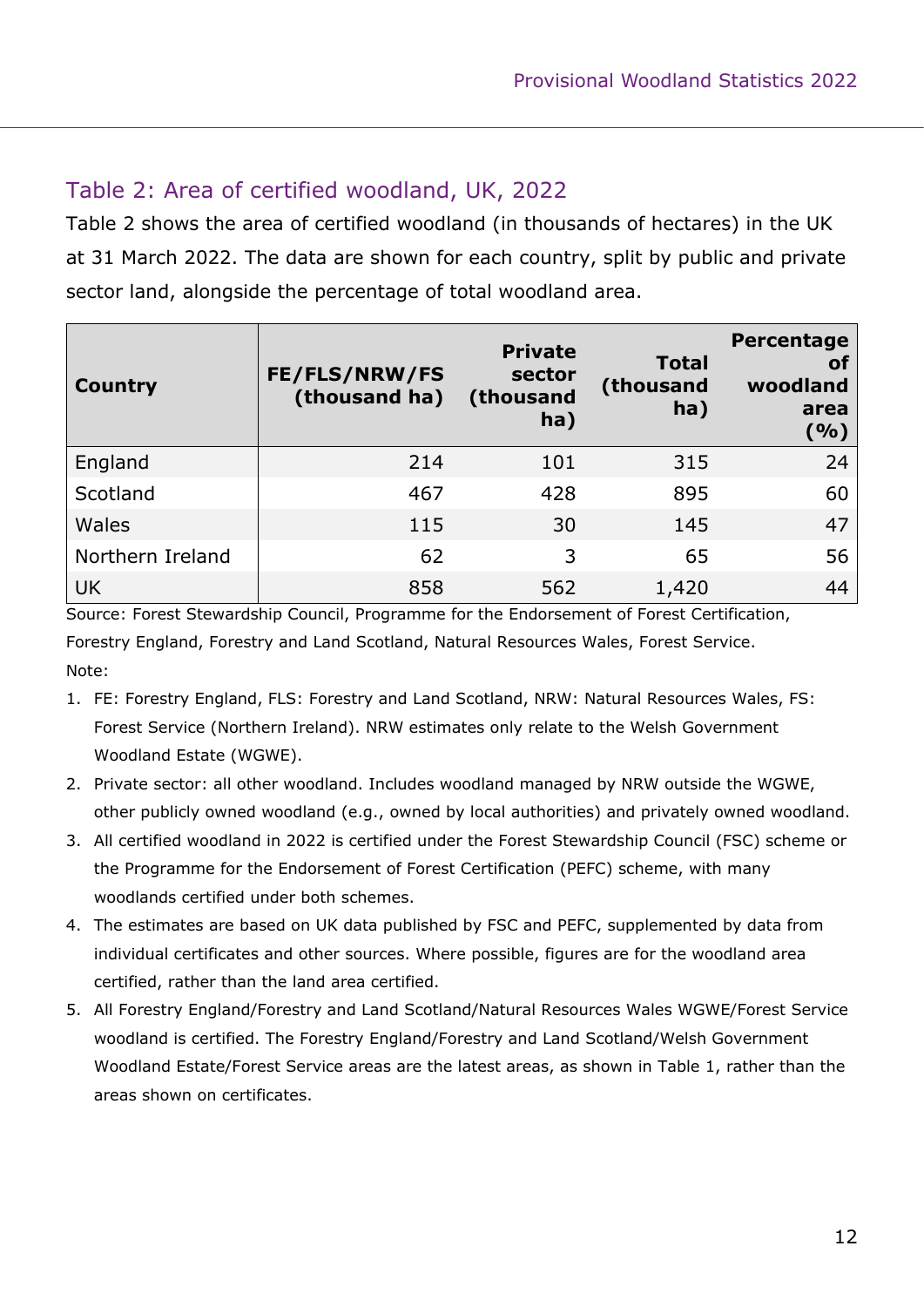## Table 2: Area of certified woodland, UK, 2022

Table 2 shows the area of certified woodland (in thousands of hectares) in the UK at 31 March 2022. The data are shown for each country, split by public and private sector land, alongside the percentage of total woodland area.

| Country | FE/FLS/NRW/FS (thousand ha) | Private sector (thousand ha) | Total (thousand ha) | Percentage of woodland area (%) |
|---|---|---|---|---|
| England | 214 | 101 | 315 | 24 |
| Scotland | 467 | 428 | 895 | 60 |
| Wales | 115 | 30 | 145 | 47 |
| Northern Ireland | 62 | 3 | 65 | 56 |
| UK | 858 | 562 | 1,420 | 44 |

Source: Forest Stewardship Council, Programme for the Endorsement of Forest Certification, Forestry England, Forestry and Land Scotland, Natural Resources Wales, Forest Service.

Note:

1. FE: Forestry England, FLS: Forestry and Land Scotland, NRW: Natural Resources Wales, FS: Forest Service (Northern Ireland). NRW estimates only relate to the Welsh Government Woodland Estate (WGWE).
2. Private sector: all other woodland. Includes woodland managed by NRW outside the WGWE, other publicly owned woodland (e.g., owned by local authorities) and privately owned woodland.
3. All certified woodland in 2022 is certified under the Forest Stewardship Council (FSC) scheme or the Programme for the Endorsement of Forest Certification (PEFC) scheme, with many woodlands certified under both schemes.
4. The estimates are based on UK data published by FSC and PEFC, supplemented by data from individual certificates and other sources. Where possible, figures are for the woodland area certified, rather than the land area certified.
5. All Forestry England/Forestry and Land Scotland/Natural Resources Wales WGWE/Forest Service woodland is certified. The Forestry England/Forestry and Land Scotland/Welsh Government Woodland Estate/Forest Service areas are the latest areas, as shown in Table 1, rather than the areas shown on certificates.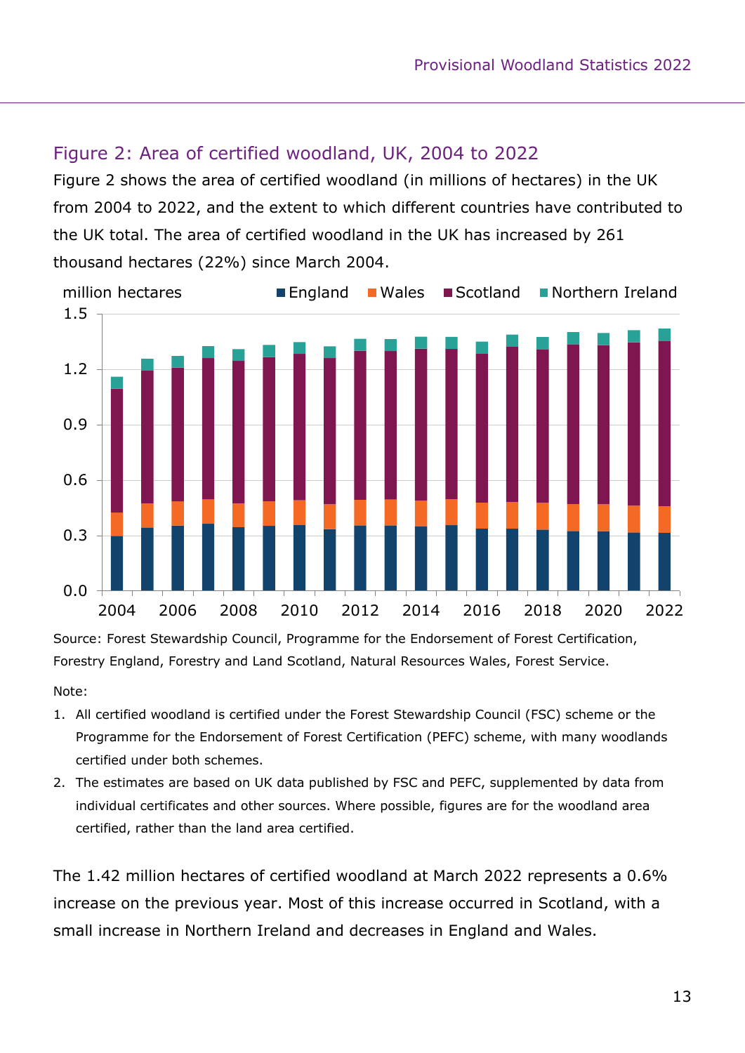## Figure 2: Area of certified woodland, UK, 2004 to 2022

Figure 2 shows the area of certified woodland (in millions of hectares) in the UK from 2004 to 2022, and the extent to which different countries have contributed to the UK total. The area of certified woodland in the UK has increased by 261 thousand hectares (22%) since March 2004.

Source: Forest Stewardship Council, Programme for the Endorsement of Forest Certification, Forestry England, Forestry and Land Scotland, Natural Resources Wales, Forest Service.

Note:

1. All certified woodland is certified under the Forest Stewardship Council (FSC) scheme or the Programme for the Endorsement of Forest Certification (PEFC) scheme, with many woodlands certified under both schemes.
2. The estimates are based on UK data published by FSC and PEFC, supplemented by data from individual certificates and other sources. Where possible, figures are for the woodland area certified, rather than the land area certified.

The 1.42 million hectares of certified woodland at March 2022 represents a 0.6% increase on the previous year. Most of this increase occurred in Scotland, with a small increase in Northern Ireland and decreases in England and Wales.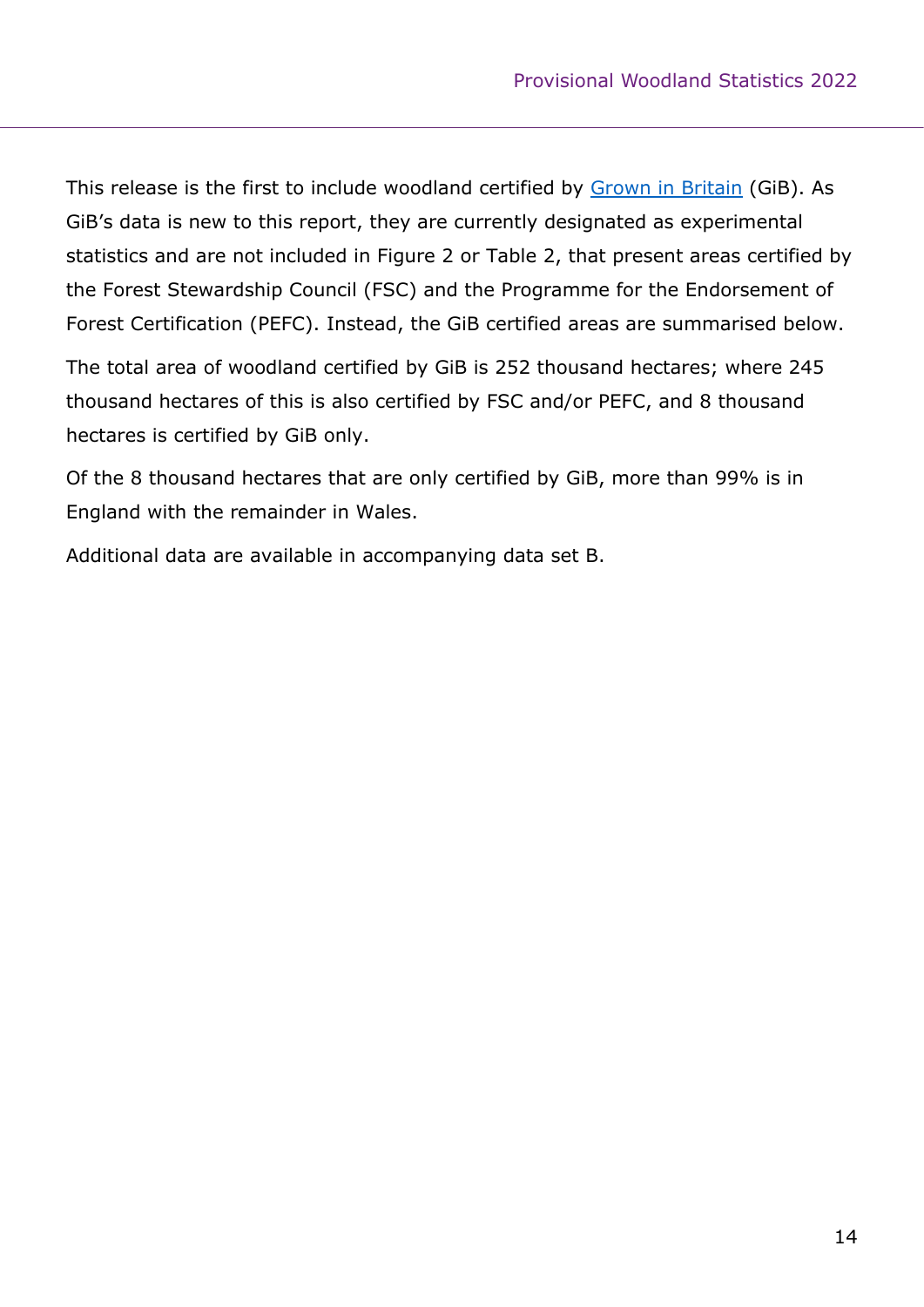This release is the first to include woodland certified by [Grown in Britain](#) (GiB). As GiB's data is new to this report, they are currently designated as experimental statistics and are not included in Figure 2 or Table 2, that present areas certified by the Forest Stewardship Council (FSC) and the Programme for the Endorsement of Forest Certification (PEFC). Instead, the GiB certified areas are summarised below.

The total area of woodland certified by GiB is 252 thousand hectares; where 245 thousand hectares of this is also certified by FSC and/or PEFC, and 8 thousand hectares is certified by GiB only.

Of the 8 thousand hectares that are only certified by GiB, more than 99% is in England with the remainder in Wales.

Additional data are available in accompanying data set B.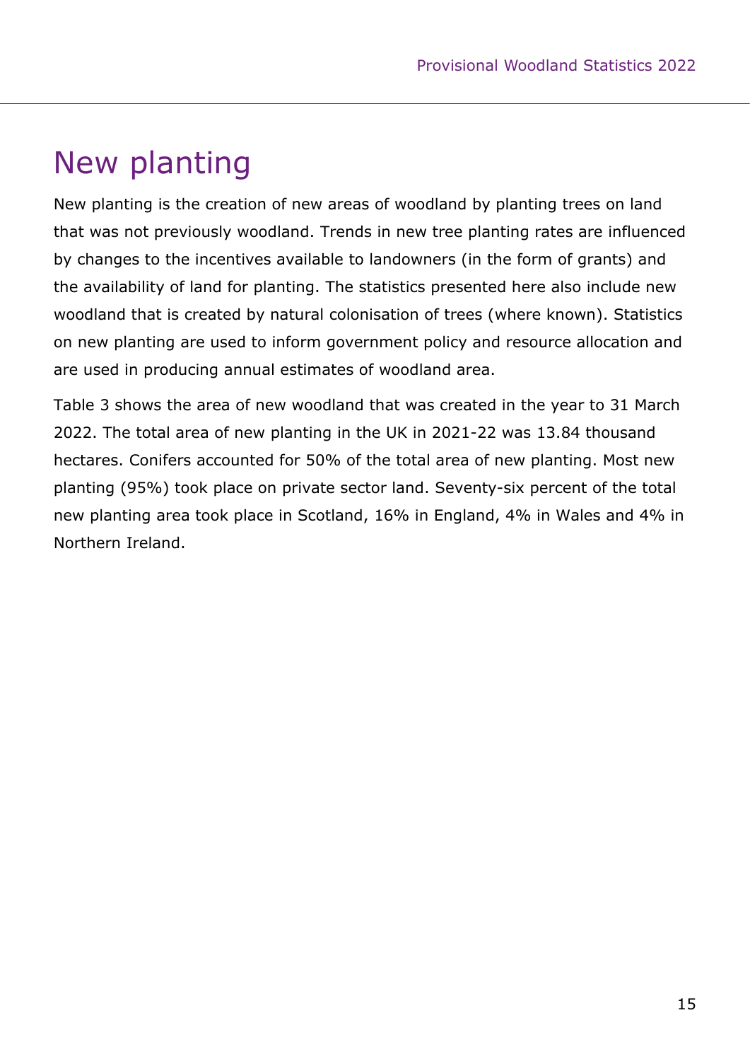# New planting

New planting is the creation of new areas of woodland by planting trees on land that was not previously woodland. Trends in new tree planting rates are influenced by changes to the incentives available to landowners (in the form of grants) and the availability of land for planting. The statistics presented here also include new woodland that is created by natural colonisation of trees (where known). Statistics on new planting are used to inform government policy and resource allocation and are used in producing annual estimates of woodland area.

Table 3 shows the area of new woodland that was created in the year to 31 March 2022. The total area of new planting in the UK in 2021-22 was 13.84 thousand hectares. Conifers accounted for 50% of the total area of new planting. Most new planting (95%) took place on private sector land. Seventy-six percent of the total new planting area took place in Scotland, 16% in England, 4% in Wales and 4% in Northern Ireland.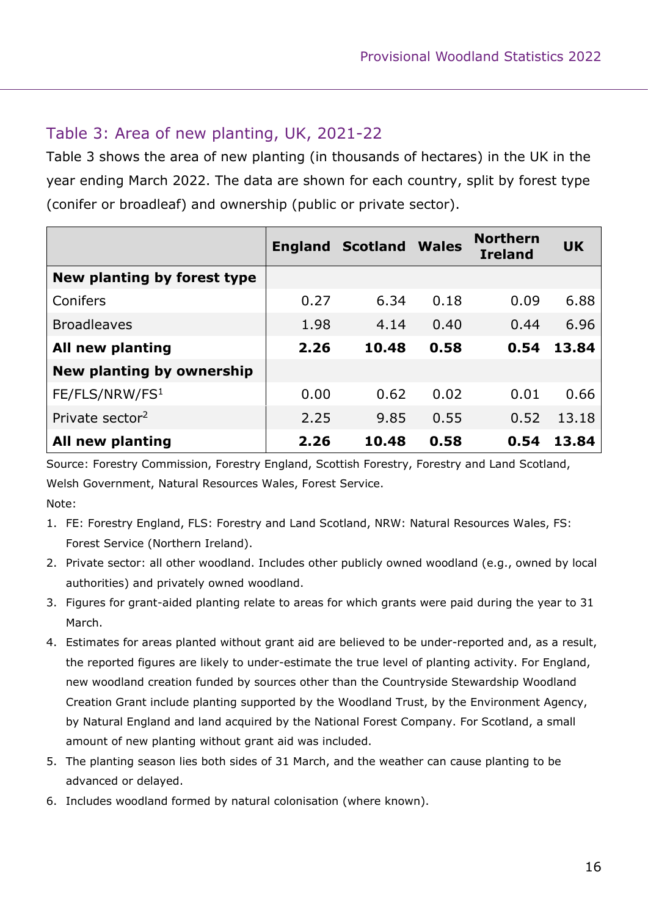## Table 3: Area of new planting, UK, 2021-22

Table 3 shows the area of new planting (in thousands of hectares) in the UK in the year ending March 2022. The data are shown for each country, split by forest type (conifer or broadleaf) and ownership (public or private sector).

| | England | Scotland | Wales | Northern Ireland | UK |
|---|---|---|---|---|---|
| **New planting by forest type** | | | | | |
| Conifers | 0.27 | 6.34 | 0.18 | 0.09 | 6.88 |
| Broadleaves | 1.98 | 4.14 | 0.40 | 0.44 | 6.96 |
| **All new planting** | **2.26** | **10.48** | **0.58** | **0.54** | **13.84** |
| **New planting by ownership** | | | | | |
| FE/FLS/NRW/FS[1] | 0.00 | 0.62 | 0.02 | 0.01 | 0.66 |
| Private sector[2] | 2.25 | 9.85 | 0.55 | 0.52 | 13.18 |
| **All new planting** | **2.26** | **10.48** | **0.58** | **0.54** | **13.84** |

Source: Forestry Commission, Forestry England, Scottish Forestry, Forestry and Land Scotland, Welsh Government, Natural Resources Wales, Forest Service.

Note:

1. FE: Forestry England, FLS: Forestry and Land Scotland, NRW: Natural Resources Wales, FS: Forest Service (Northern Ireland).
2. Private sector: all other woodland. Includes other publicly owned woodland (e.g., owned by local authorities) and privately owned woodland.
3. Figures for grant-aided planting relate to areas for which grants were paid during the year to 31 March.
4. Estimates for areas planted without grant aid are believed to be under-reported and, as a result, the reported figures are likely to under-estimate the true level of planting activity. For England, new woodland creation funded by sources other than the Countryside Stewardship Woodland Creation Grant include planting supported by the Woodland Trust, by the Environment Agency, by Natural England and land acquired by the National Forest Company. For Scotland, a small amount of new planting without grant aid was included.
5. The planting season lies both sides of 31 March, and the weather can cause planting to be advanced or delayed.
6. Includes woodland formed by natural colonisation (where known).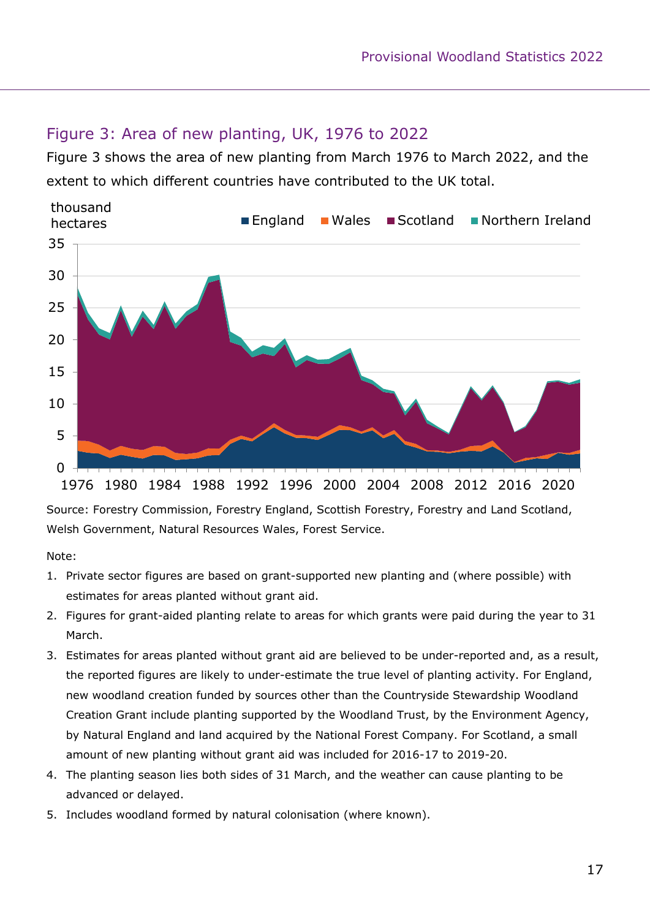## Figure 3: Area of new planting, UK, 1976 to 2022

Figure 3 shows the area of new planting from March 1976 to March 2022, and the extent to which different countries have contributed to the UK total.

Source: Forestry Commission, Forestry England, Scottish Forestry, Forestry and Land Scotland, Welsh Government, Natural Resources Wales, Forest Service.

Note:

1. Private sector figures are based on grant-supported new planting and (where possible) with estimates for areas planted without grant aid.
2. Figures for grant-aided planting relate to areas for which grants were paid during the year to 31 March.
3. Estimates for areas planted without grant aid are believed to be under-reported and, as a result, the reported figures are likely to under-estimate the true level of planting activity. For England, new woodland creation funded by sources other than the Countryside Stewardship Woodland Creation Grant include planting supported by the Woodland Trust, by the Environment Agency, by Natural England and land acquired by the National Forest Company. For Scotland, a small amount of new planting without grant aid was included for 2016-17 to 2019-20.
4. The planting season lies both sides of 31 March, and the weather can cause planting to be advanced or delayed.
5. Includes woodland formed by natural colonisation (where known).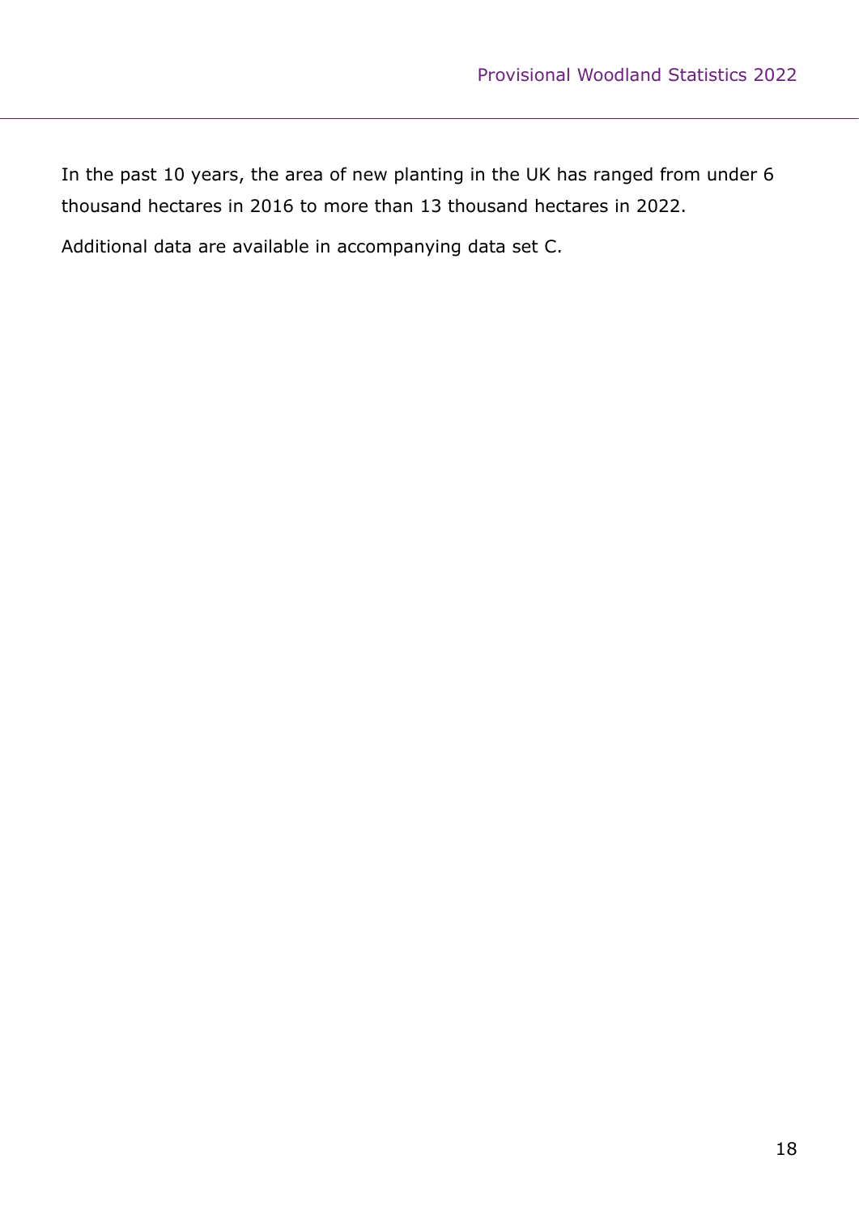In the past 10 years, the area of new planting in the UK has ranged from under 6 thousand hectares in 2016 to more than 13 thousand hectares in 2022.

Additional data are available in accompanying data set C.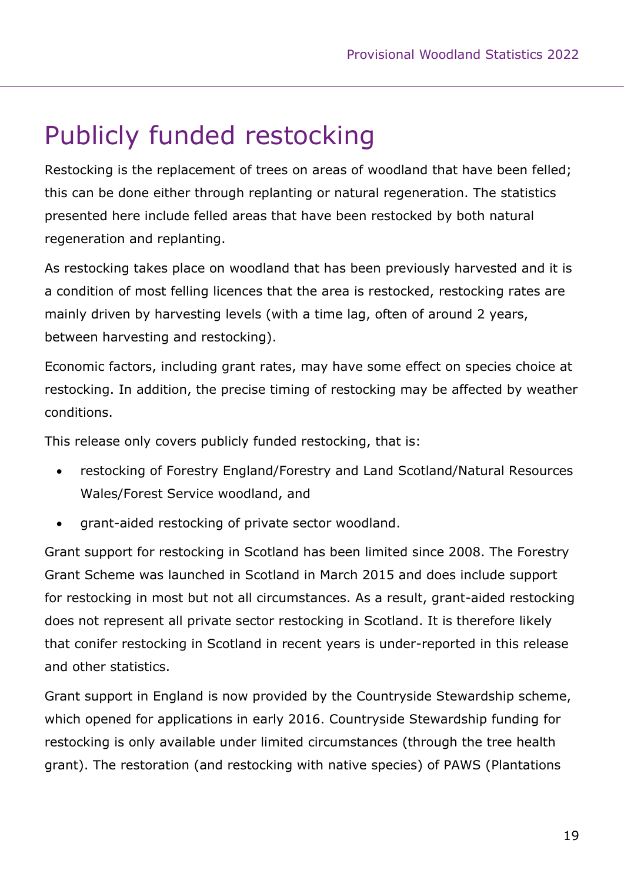# Publicly funded restocking

Restocking is the replacement of trees on areas of woodland that have been felled; this can be done either through replanting or natural regeneration. The statistics presented here include felled areas that have been restocked by both natural regeneration and replanting.

As restocking takes place on woodland that has been previously harvested and it is a condition of most felling licences that the area is restocked, restocking rates are mainly driven by harvesting levels (with a time lag, often of around 2 years, between harvesting and restocking).

Economic factors, including grant rates, may have some effect on species choice at restocking. In addition, the precise timing of restocking may be affected by weather conditions.

This release only covers publicly funded restocking, that is:

- restocking of Forestry England/Forestry and Land Scotland/Natural Resources Wales/Forest Service woodland, and
- grant-aided restocking of private sector woodland.

Grant support for restocking in Scotland has been limited since 2008. The Forestry Grant Scheme was launched in Scotland in March 2015 and does include support for restocking in most but not all circumstances. As a result, grant-aided restocking does not represent all private sector restocking in Scotland. It is therefore likely that conifer restocking in Scotland in recent years is under-reported in this release and other statistics.

Grant support in England is now provided by the Countryside Stewardship scheme, which opened for applications in early 2016. Countryside Stewardship funding for restocking is only available under limited circumstances (through the tree health grant). The restoration (and restocking with native species) of PAWS (Plantations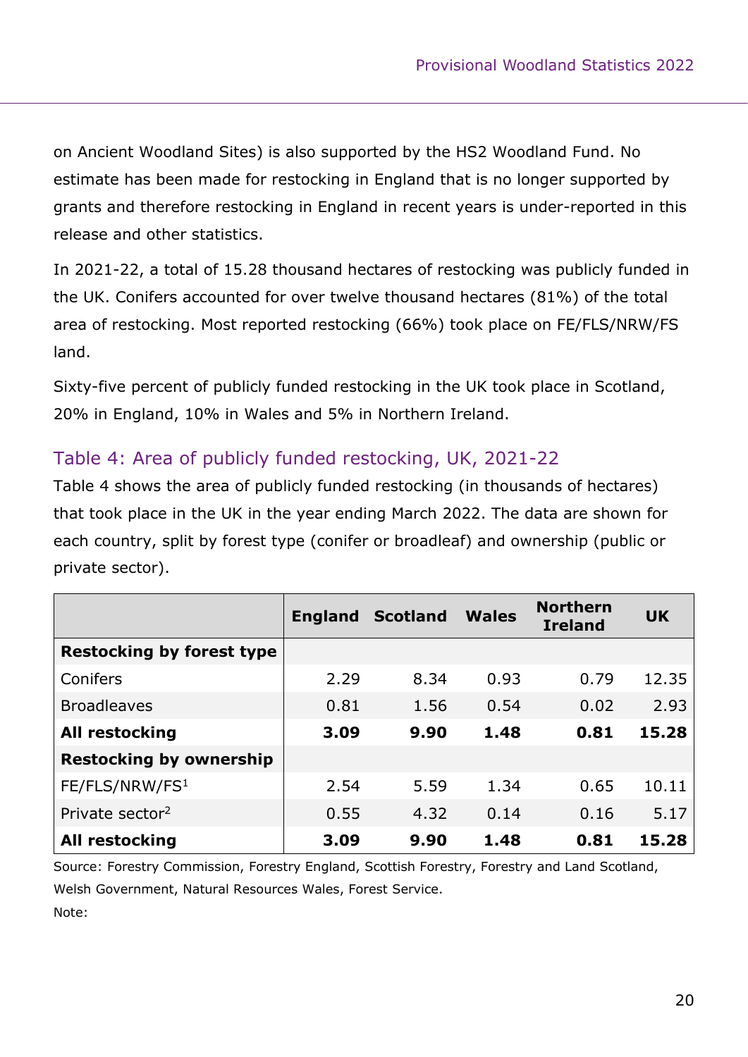on Ancient Woodland Sites) is also supported by the HS2 Woodland Fund. No estimate has been made for restocking in England that is no longer supported by grants and therefore restocking in England in recent years is under-reported in this release and other statistics.

In 2021-22, a total of 15.28 thousand hectares of restocking was publicly funded in the UK. Conifers accounted for over twelve thousand hectares (81%) of the total area of restocking. Most reported restocking (66%) took place on FE/FLS/NRW/FS land.

Sixty-five percent of publicly funded restocking in the UK took place in Scotland, 20% in England, 10% in Wales and 5% in Northern Ireland.

## Table 4: Area of publicly funded restocking, UK, 2021-22

Table 4 shows the area of publicly funded restocking (in thousands of hectares) that took place in the UK in the year ending March 2022. The data are shown for each country, split by forest type (conifer or broadleaf) and ownership (public or private sector).

| | England | Scotland | Wales | Northern Ireland | UK |
|---|---|---|---|---|---|
| **Restocking by forest type** | | | | | |
| Conifers | 2.29 | 8.34 | 0.93 | 0.79 | 12.35 |
| Broadleaves | 0.81 | 1.56 | 0.54 | 0.02 | 2.93 |
| **All restocking** | **3.09** | **9.90** | **1.48** | **0.81** | **15.28** |
| **Restocking by ownership** | | | | | |
| FE/FLS/NRW/FS[1] | 2.54 | 5.59 | 1.34 | 0.65 | 10.11 |
| Private sector[2] | 0.55 | 4.32 | 0.14 | 0.16 | 5.17 |
| **All restocking** | **3.09** | **9.90** | **1.48** | **0.81** | **15.28** |

Source: Forestry Commission, Forestry England, Scottish Forestry, Forestry and Land Scotland, Welsh Government, Natural Resources Wales, Forest Service.

Note: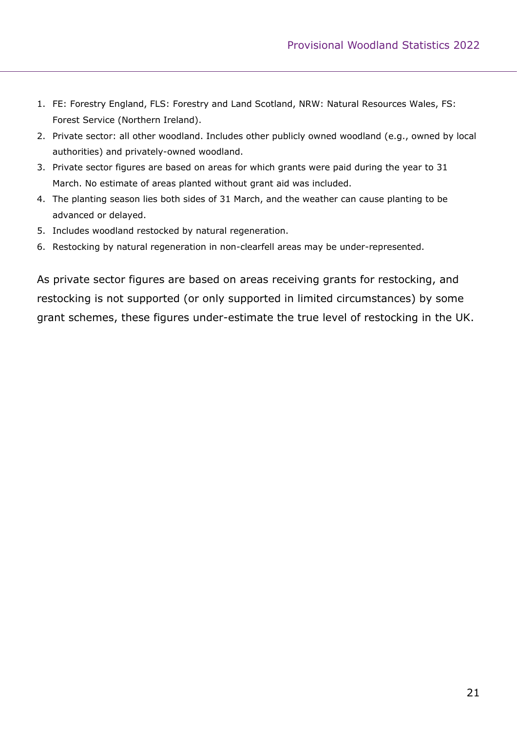1. FE: Forestry England, FLS: Forestry and Land Scotland, NRW: Natural Resources Wales, FS: Forest Service (Northern Ireland).
2. Private sector: all other woodland. Includes other publicly owned woodland (e.g., owned by local authorities) and privately-owned woodland.
3. Private sector figures are based on areas for which grants were paid during the year to 31 March. No estimate of areas planted without grant aid was included.
4. The planting season lies both sides of 31 March, and the weather can cause planting to be advanced or delayed.
5. Includes woodland restocked by natural regeneration.
6. Restocking by natural regeneration in non-clearfell areas may be under-represented.

As private sector figures are based on areas receiving grants for restocking, and restocking is not supported (or only supported in limited circumstances) by some grant schemes, these figures under-estimate the true level of restocking in the UK.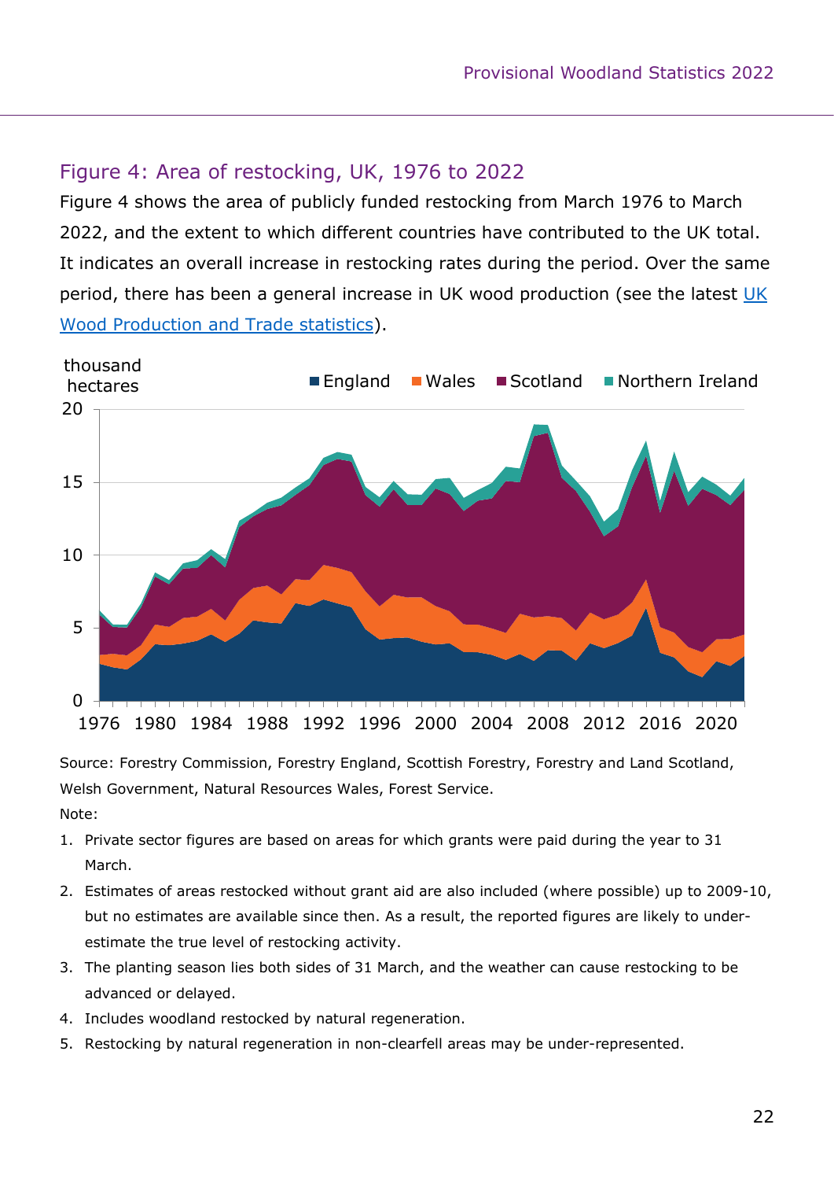## Figure 4: Area of restocking, UK, 1976 to 2022

Figure 4 shows the area of publicly funded restocking from March 1976 to March 2022, and the extent to which different countries have contributed to the UK total. It indicates an overall increase in restocking rates during the period. Over the same period, there has been a general increase in UK wood production (see the latest UK Wood Production and Trade statistics).

Source: Forestry Commission, Forestry England, Scottish Forestry, Forestry and Land Scotland, Welsh Government, Natural Resources Wales, Forest Service.

Note:

1. Private sector figures are based on areas for which grants were paid during the year to 31 March.
2. Estimates of areas restocked without grant aid are also included (where possible) up to 2009-10, but no estimates are available since then. As a result, the reported figures are likely to under-estimate the true level of restocking activity.
3. The planting season lies both sides of 31 March, and the weather can cause restocking to be advanced or delayed.
4. Includes woodland restocked by natural regeneration.
5. Restocking by natural regeneration in non-clearfell areas may be under-represented.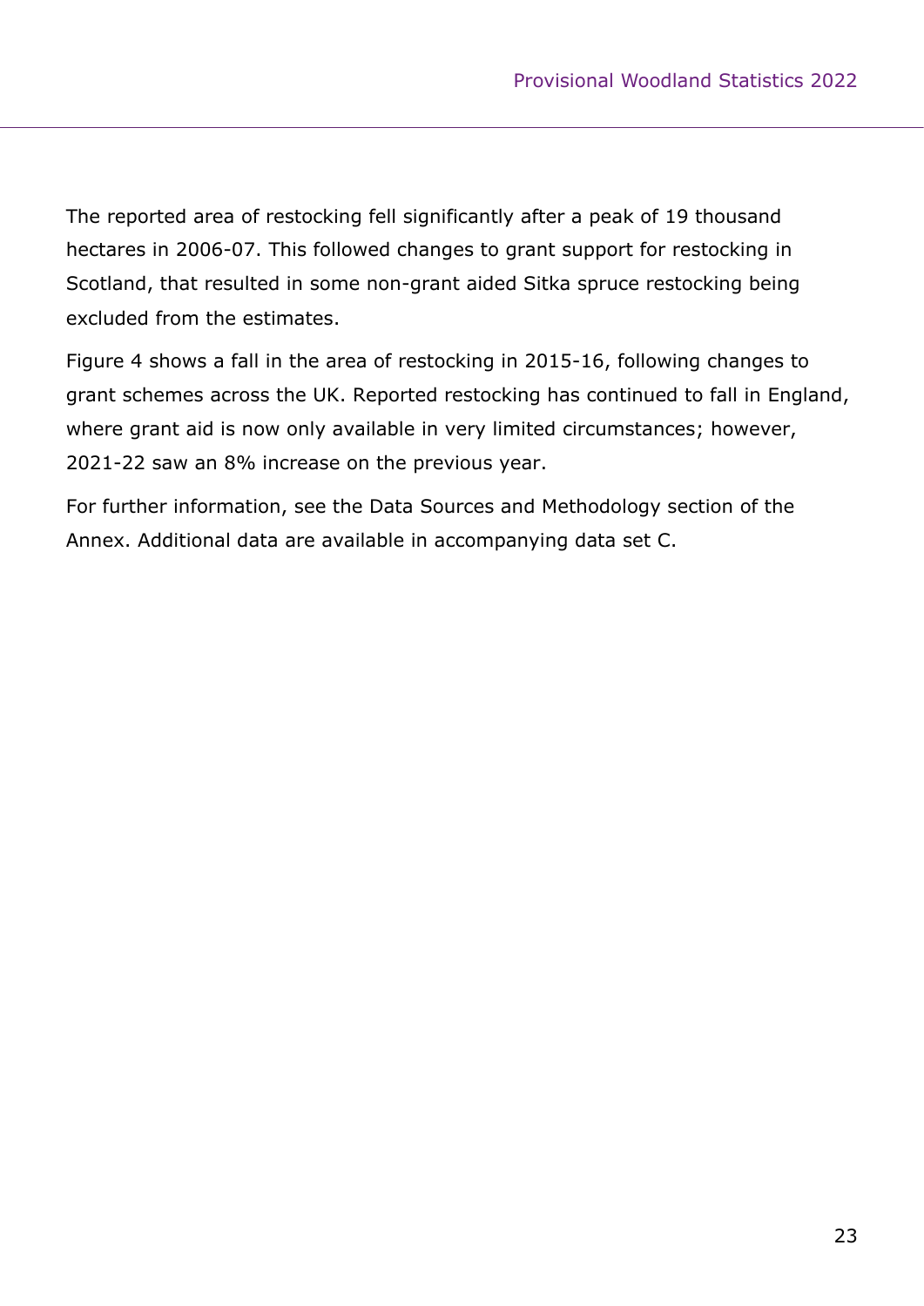The reported area of restocking fell significantly after a peak of 19 thousand hectares in 2006-07. This followed changes to grant support for restocking in Scotland, that resulted in some non-grant aided Sitka spruce restocking being excluded from the estimates.

Figure 4 shows a fall in the area of restocking in 2015-16, following changes to grant schemes across the UK. Reported restocking has continued to fall in England, where grant aid is now only available in very limited circumstances; however, 2021-22 saw an 8% increase on the previous year.

For further information, see the Data Sources and Methodology section of the Annex. Additional data are available in accompanying data set C.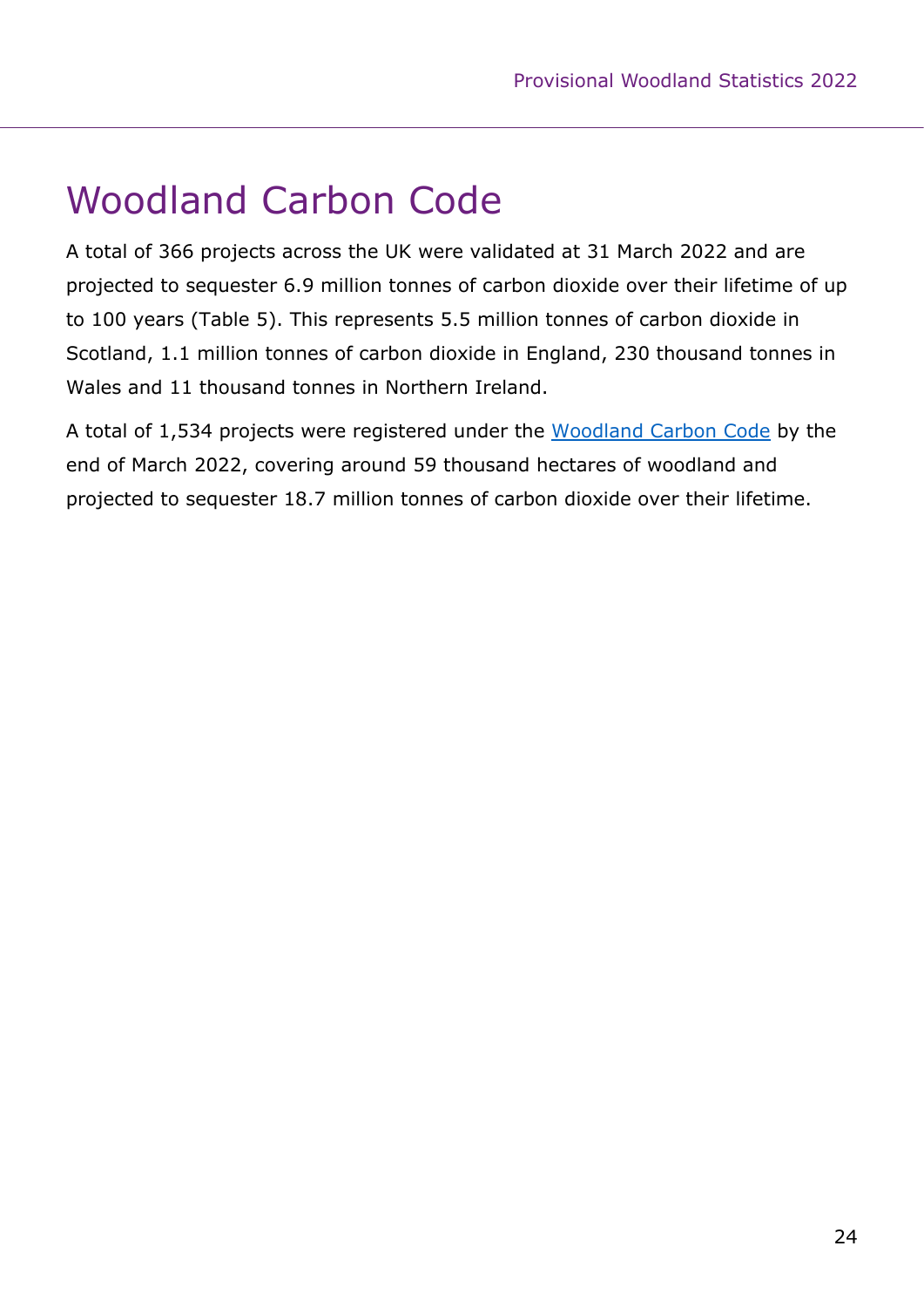# Woodland Carbon Code

A total of 366 projects across the UK were validated at 31 March 2022 and are projected to sequester 6.9 million tonnes of carbon dioxide over their lifetime of up to 100 years (Table 5). This represents 5.5 million tonnes of carbon dioxide in Scotland, 1.1 million tonnes of carbon dioxide in England, 230 thousand tonnes in Wales and 11 thousand tonnes in Northern Ireland.

A total of 1,534 projects were registered under the Woodland Carbon Code by the end of March 2022, covering around 59 thousand hectares of woodland and projected to sequester 18.7 million tonnes of carbon dioxide over their lifetime.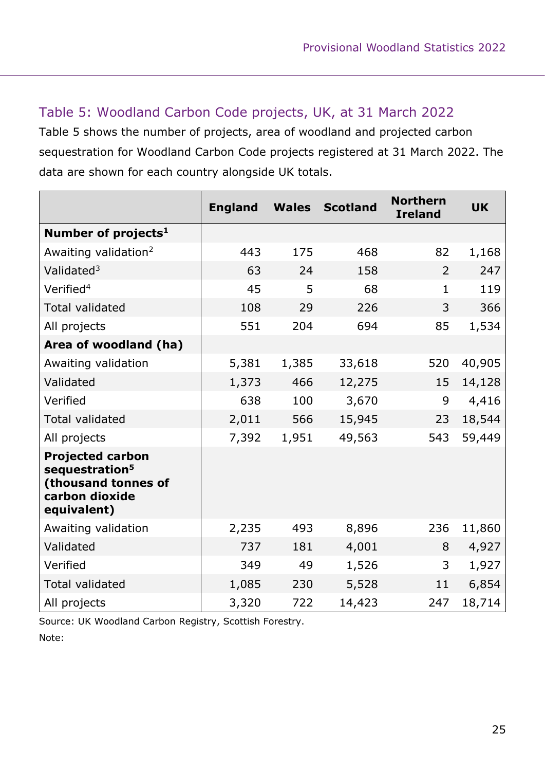## Table 5: Woodland Carbon Code projects, UK, at 31 March 2022

Table 5 shows the number of projects, area of woodland and projected carbon sequestration for Woodland Carbon Code projects registered at 31 March 2022. The data are shown for each country alongside UK totals.

| | England | Wales | Scotland | Northern Ireland | UK |
|---|---|---|---|---|---|
| **Number of projects**[1] | | | | | |
| Awaiting validation[2] | 443 | 175 | 468 | 82 | 1,168 |
| Validated[3] | 63 | 24 | 158 | 2 | 247 |
| Verified[4] | 45 | 5 | 68 | 1 | 119 |
| Total validated | 108 | 29 | 226 | 3 | 366 |
| All projects | 551 | 204 | 694 | 85 | 1,534 |
| **Area of woodland (ha)** | | | | | |
| Awaiting validation | 5,381 | 1,385 | 33,618 | 520 | 40,905 |
| Validated | 1,373 | 466 | 12,275 | 15 | 14,128 |
| Verified | 638 | 100 | 3,670 | 9 | 4,416 |
| Total validated | 2,011 | 566 | 15,945 | 23 | 18,544 |
| All projects | 7,392 | 1,951 | 49,563 | 543 | 59,449 |
| **Projected carbon sequestration**[5] **(thousand tonnes of carbon dioxide equivalent)** | | | | | |
| Awaiting validation | 2,235 | 493 | 8,896 | 236 | 11,860 |
| Validated | 737 | 181 | 4,001 | 8 | 4,927 |
| Verified | 349 | 49 | 1,526 | 3 | 1,927 |
| Total validated | 1,085 | 230 | 5,528 | 11 | 6,854 |
| All projects | 3,320 | 722 | 14,423 | 247 | 18,714 |

Source: UK Woodland Carbon Registry, Scottish Forestry.

Note: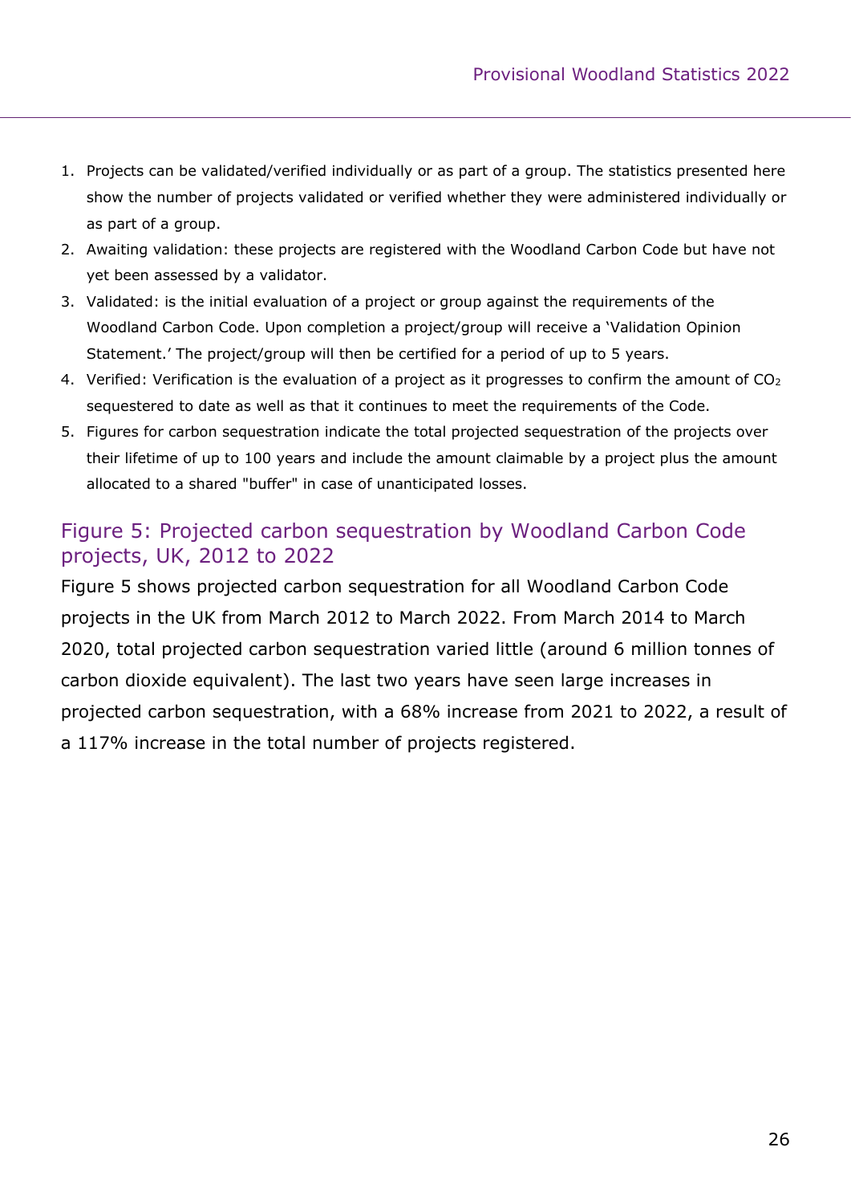1. Projects can be validated/verified individually or as part of a group. The statistics presented here show the number of projects validated or verified whether they were administered individually or as part of a group.
2. Awaiting validation: these projects are registered with the Woodland Carbon Code but have not yet been assessed by a validator.
3. Validated: is the initial evaluation of a project or group against the requirements of the Woodland Carbon Code. Upon completion a project/group will receive a 'Validation Opinion Statement.' The project/group will then be certified for a period of up to 5 years.
4. Verified: Verification is the evaluation of a project as it progresses to confirm the amount of $CO_2$ sequestered to date as well as that it continues to meet the requirements of the Code.
5. Figures for carbon sequestration indicate the total projected sequestration of the projects over their lifetime of up to 100 years and include the amount claimable by a project plus the amount allocated to a shared "buffer" in case of unanticipated losses.

## Figure 5: Projected carbon sequestration by Woodland Carbon Code projects, UK, 2012 to 2022

Figure 5 shows projected carbon sequestration for all Woodland Carbon Code projects in the UK from March 2012 to March 2022. From March 2014 to March 2020, total projected carbon sequestration varied little (around 6 million tonnes of carbon dioxide equivalent). The last two years have seen large increases in projected carbon sequestration, with a 68% increase from 2021 to 2022, a result of a 117% increase in the total number of projects registered.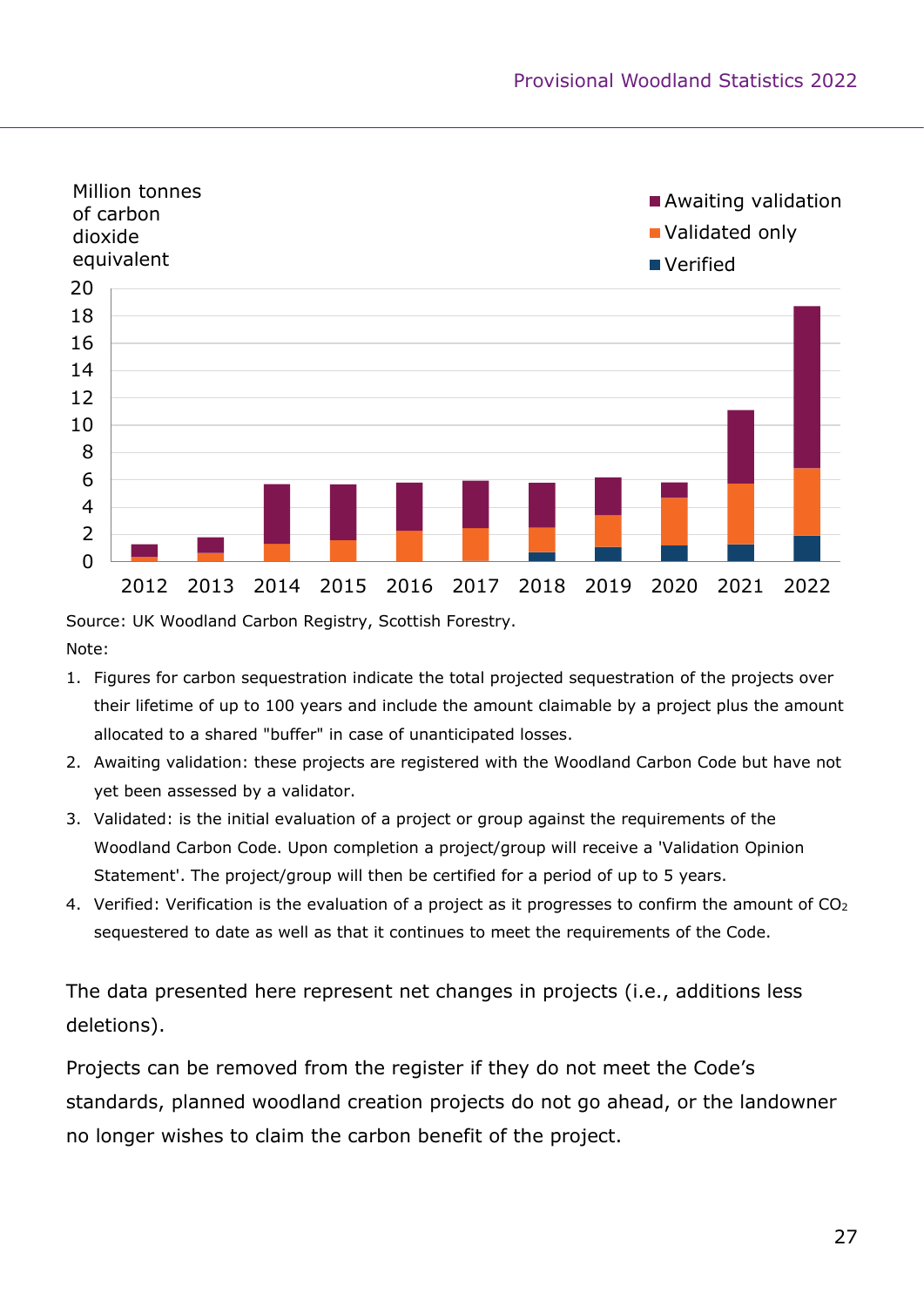Source: UK Woodland Carbon Registry, Scottish Forestry.

Note:

1. Figures for carbon sequestration indicate the total projected sequestration of the projects over their lifetime of up to 100 years and include the amount claimable by a project plus the amount allocated to a shared "buffer" in case of unanticipated losses.
2. Awaiting validation: these projects are registered with the Woodland Carbon Code but have not yet been assessed by a validator.
3. Validated: is the initial evaluation of a project or group against the requirements of the Woodland Carbon Code. Upon completion a project/group will receive a 'Validation Opinion Statement'. The project/group will then be certified for a period of up to 5 years.
4. Verified: Verification is the evaluation of a project as it progresses to confirm the amount of $CO_2$ sequestered to date as well as that it continues to meet the requirements of the Code.

The data presented here represent net changes in projects (i.e., additions less deletions).

Projects can be removed from the register if they do not meet the Code's standards, planned woodland creation projects do not go ahead, or the landowner no longer wishes to claim the carbon benefit of the project.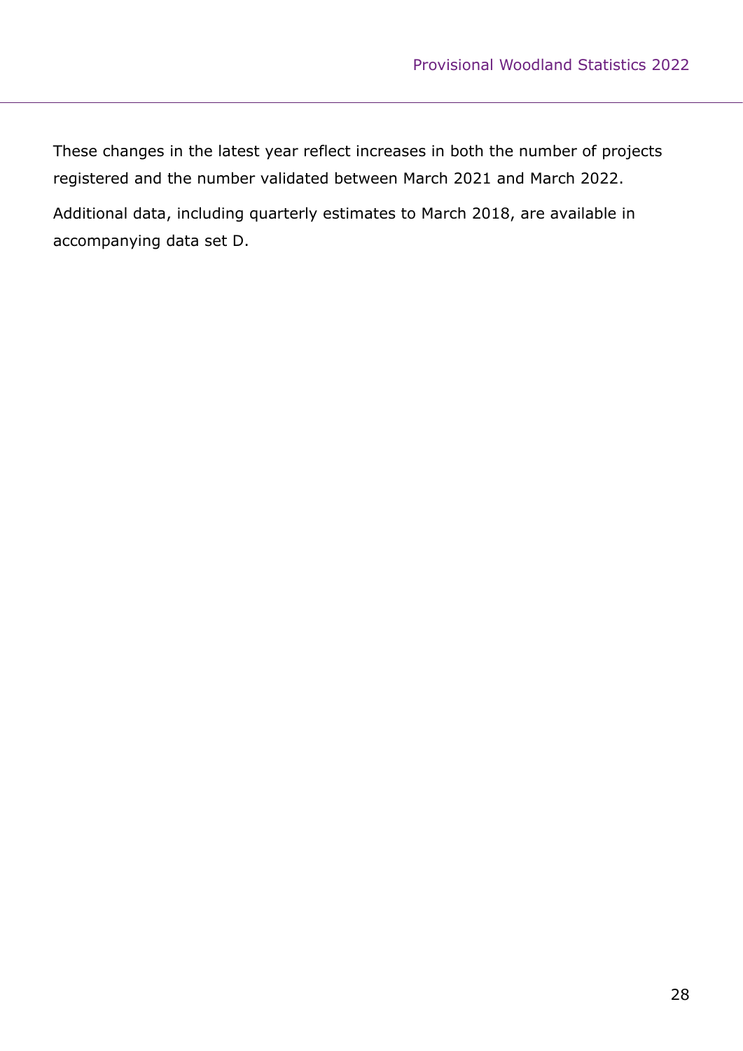These changes in the latest year reflect increases in both the number of projects registered and the number validated between March 2021 and March 2022.

Additional data, including quarterly estimates to March 2018, are available in accompanying data set D.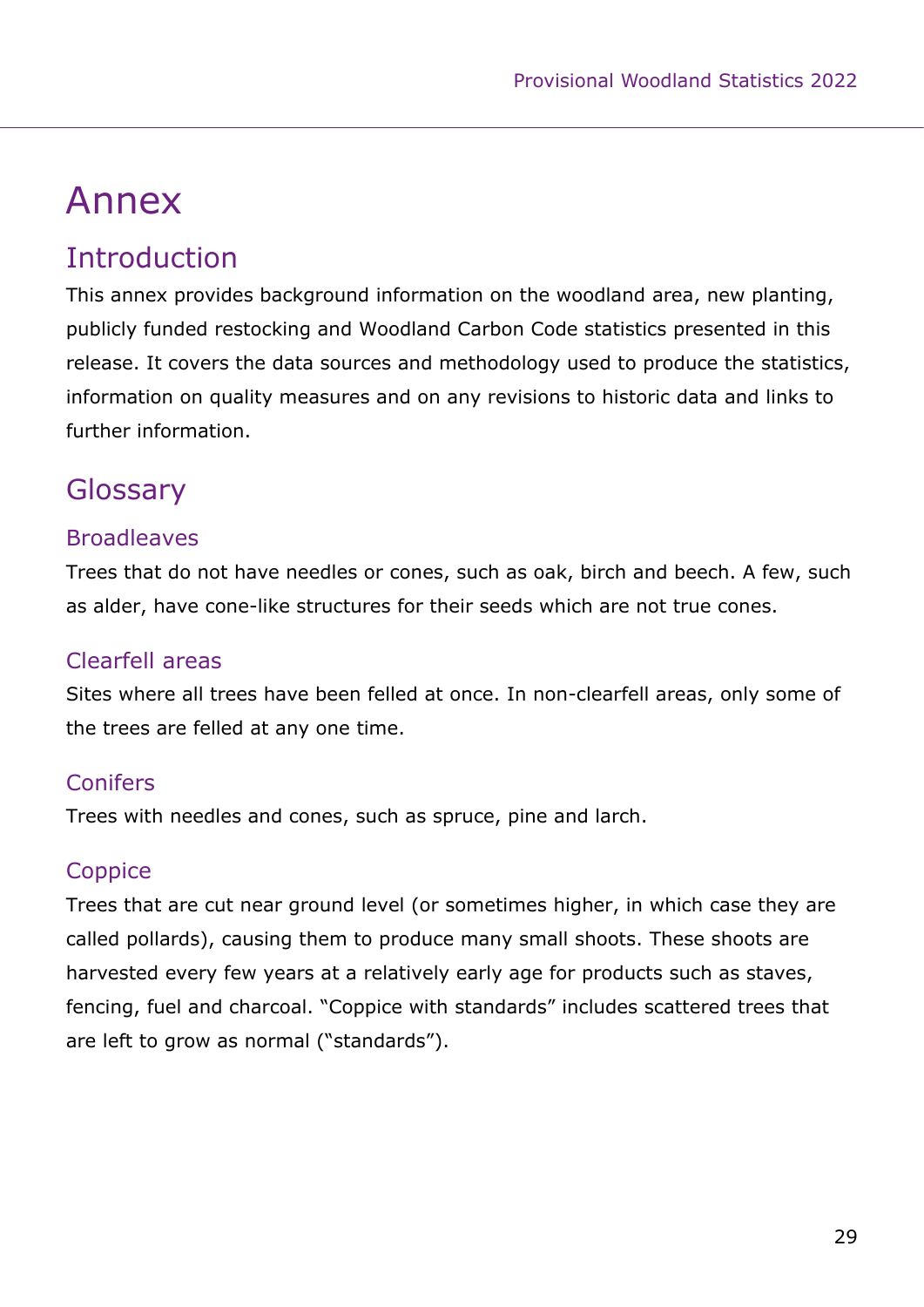# Annex

## Introduction

This annex provides background information on the woodland area, new planting, publicly funded restocking and Woodland Carbon Code statistics presented in this release. It covers the data sources and methodology used to produce the statistics, information on quality measures and on any revisions to historic data and links to further information.

## Glossary

### Broadleaves

Trees that do not have needles or cones, such as oak, birch and beech. A few, such as alder, have cone-like structures for their seeds which are not true cones.

### Clearfell areas

Sites where all trees have been felled at once. In non-clearfell areas, only some of the trees are felled at any one time.

### Conifers

Trees with needles and cones, such as spruce, pine and larch.

### Coppice

Trees that are cut near ground level (or sometimes higher, in which case they are called pollards), causing them to produce many small shoots. These shoots are harvested every few years at a relatively early age for products such as staves, fencing, fuel and charcoal. "Coppice with standards" includes scattered trees that are left to grow as normal ("standards").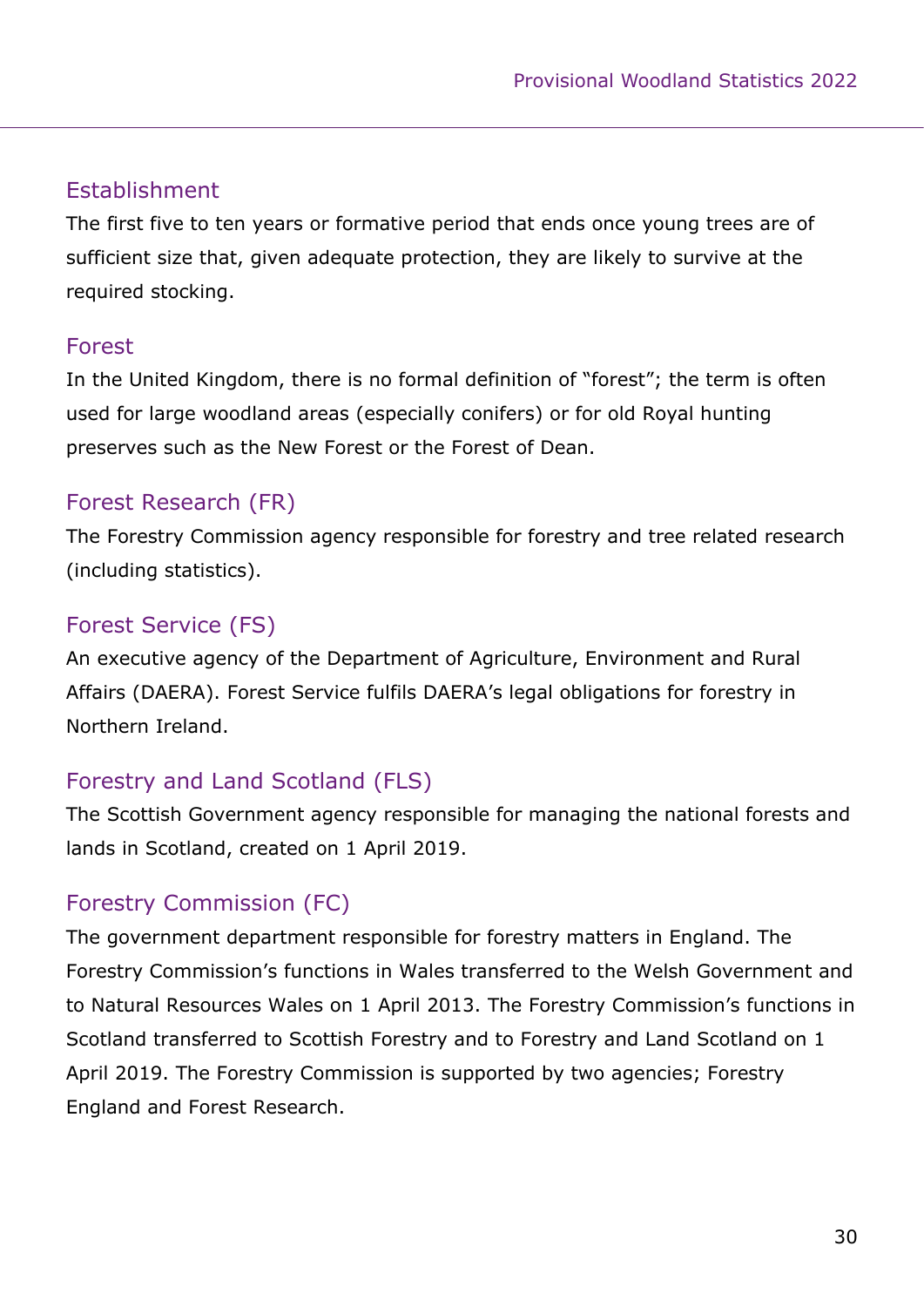## Establishment

The first five to ten years or formative period that ends once young trees are of sufficient size that, given adequate protection, they are likely to survive at the required stocking.

## Forest

In the United Kingdom, there is no formal definition of "forest"; the term is often used for large woodland areas (especially conifers) or for old Royal hunting preserves such as the New Forest or the Forest of Dean.

## Forest Research (FR)

The Forestry Commission agency responsible for forestry and tree related research (including statistics).

## Forest Service (FS)

An executive agency of the Department of Agriculture, Environment and Rural Affairs (DAERA). Forest Service fulfils DAERA's legal obligations for forestry in Northern Ireland.

## Forestry and Land Scotland (FLS)

The Scottish Government agency responsible for managing the national forests and lands in Scotland, created on 1 April 2019.

## Forestry Commission (FC)

The government department responsible for forestry matters in England. The Forestry Commission's functions in Wales transferred to the Welsh Government and to Natural Resources Wales on 1 April 2013. The Forestry Commission's functions in Scotland transferred to Scottish Forestry and to Forestry and Land Scotland on 1 April 2019. The Forestry Commission is supported by two agencies; Forestry England and Forest Research.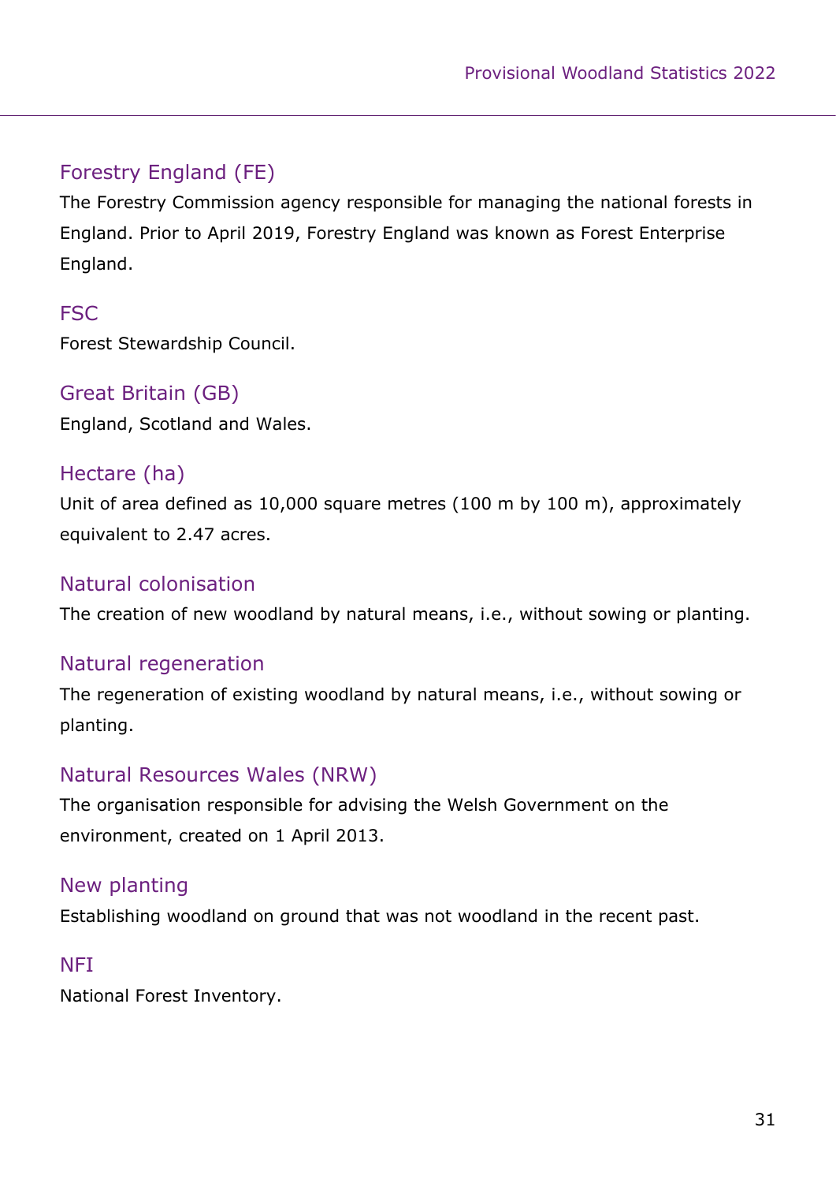### Forestry England (FE)

The Forestry Commission agency responsible for managing the national forests in England. Prior to April 2019, Forestry England was known as Forest Enterprise England.

### FSC

Forest Stewardship Council.

### Great Britain (GB)

England, Scotland and Wales.

### Hectare (ha)

Unit of area defined as 10,000 square metres (100 m by 100 m), approximately equivalent to 2.47 acres.

### Natural colonisation

The creation of new woodland by natural means, i.e., without sowing or planting.

### Natural regeneration

The regeneration of existing woodland by natural means, i.e., without sowing or planting.

### Natural Resources Wales (NRW)

The organisation responsible for advising the Welsh Government on the environment, created on 1 April 2013.

### New planting

Establishing woodland on ground that was not woodland in the recent past.

### NFI

National Forest Inventory.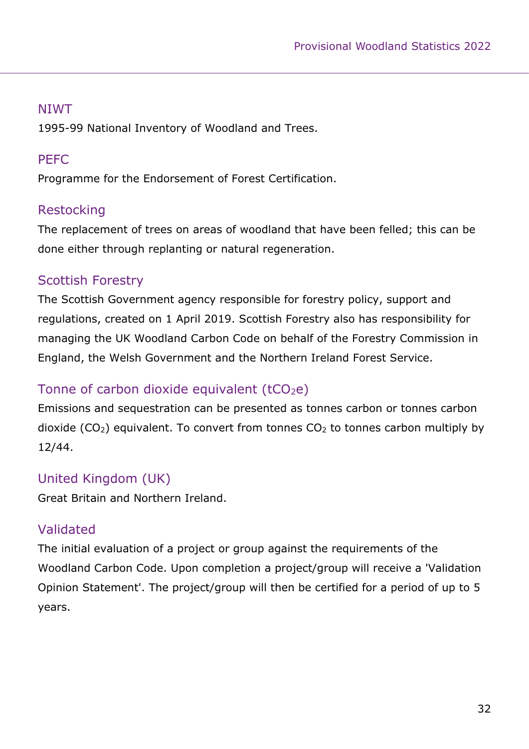### NIWT

1995-99 National Inventory of Woodland and Trees.

### PEFC

Programme for the Endorsement of Forest Certification.

### Restocking

The replacement of trees on areas of woodland that have been felled; this can be done either through replanting or natural regeneration.

### Scottish Forestry

The Scottish Government agency responsible for forestry policy, support and regulations, created on 1 April 2019. Scottish Forestry also has responsibility for managing the UK Woodland Carbon Code on behalf of the Forestry Commission in England, the Welsh Government and the Northern Ireland Forest Service.

### Tonne of carbon dioxide equivalent ($tCO_2e$)

Emissions and sequestration can be presented as tonnes carbon or tonnes carbon dioxide ($CO_2$) equivalent. To convert from tonnes $CO_2$ to tonnes carbon multiply by 12/44.

### United Kingdom (UK)

Great Britain and Northern Ireland.

### Validated

The initial evaluation of a project or group against the requirements of the Woodland Carbon Code. Upon completion a project/group will receive a 'Validation Opinion Statement'. The project/group will then be certified for a period of up to 5 years.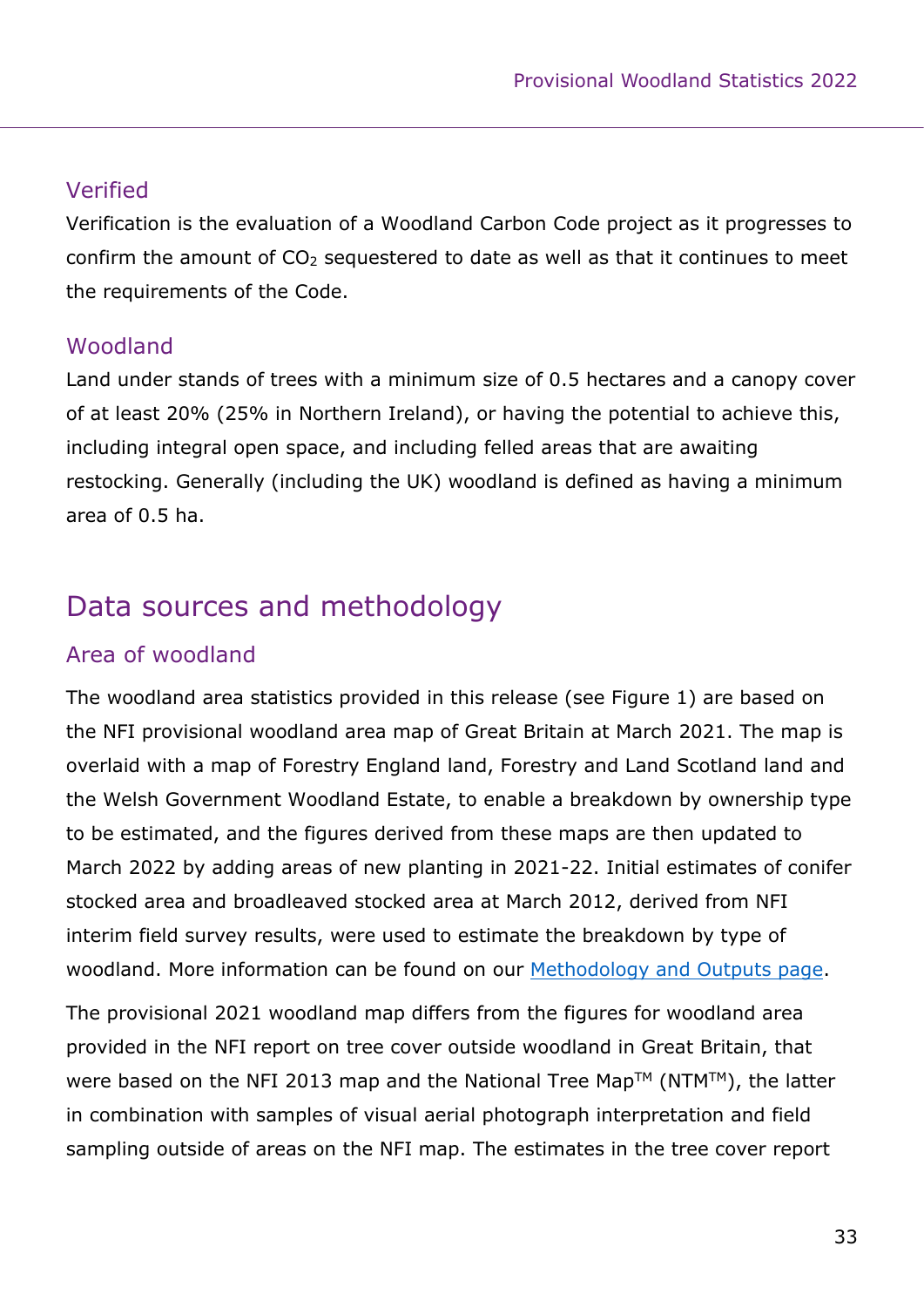### Verified

Verification is the evaluation of a Woodland Carbon Code project as it progresses to confirm the amount of $CO_2$ sequestered to date as well as that it continues to meet the requirements of the Code.

### Woodland

Land under stands of trees with a minimum size of 0.5 hectares and a canopy cover of at least 20% (25% in Northern Ireland), or having the potential to achieve this, including integral open space, and including felled areas that are awaiting restocking. Generally (including the UK) woodland is defined as having a minimum area of 0.5 ha.

## Data sources and methodology

### Area of woodland

The woodland area statistics provided in this release (see Figure 1) are based on the NFI provisional woodland area map of Great Britain at March 2021. The map is overlaid with a map of Forestry England land, Forestry and Land Scotland land and the Welsh Government Woodland Estate, to enable a breakdown by ownership type to be estimated, and the figures derived from these maps are then updated to March 2022 by adding areas of new planting in 2021-22. Initial estimates of conifer stocked area and broadleaved stocked area at March 2012, derived from NFI interim field survey results, were used to estimate the breakdown by type of woodland. More information can be found on our [Methodology and Outputs page](Methodology and Outputs page).

The provisional 2021 woodland map differs from the figures for woodland area provided in the NFI report on tree cover outside woodland in Great Britain, that were based on the NFI 2013 map and the National Tree Map™ (NTM™), the latter in combination with samples of visual aerial photograph interpretation and field sampling outside of areas on the NFI map. The estimates in the tree cover report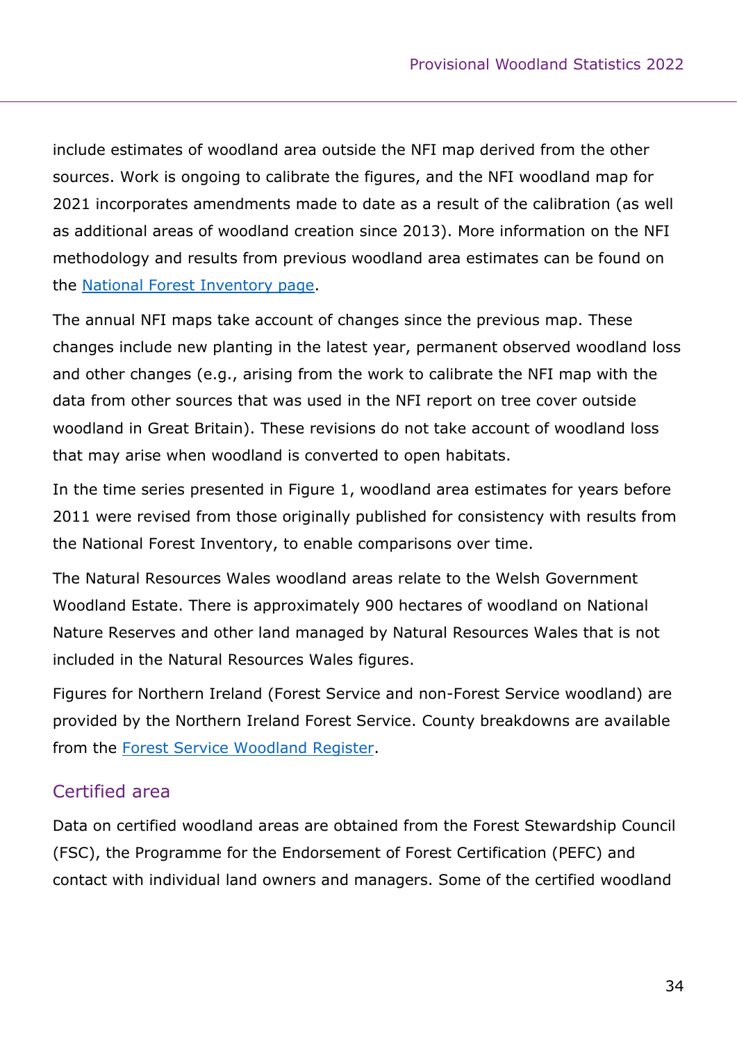include estimates of woodland area outside the NFI map derived from the other sources. Work is ongoing to calibrate the figures, and the NFI woodland map for 2021 incorporates amendments made to date as a result of the calibration (as well as additional areas of woodland creation since 2013). More information on the NFI methodology and results from previous woodland area estimates can be found on the National Forest Inventory page.

The annual NFI maps take account of changes since the previous map. These changes include new planting in the latest year, permanent observed woodland loss and other changes (e.g., arising from the work to calibrate the NFI map with the data from other sources that was used in the NFI report on tree cover outside woodland in Great Britain). These revisions do not take account of woodland loss that may arise when woodland is converted to open habitats.

In the time series presented in Figure 1, woodland area estimates for years before 2011 were revised from those originally published for consistency with results from the National Forest Inventory, to enable comparisons over time.

The Natural Resources Wales woodland areas relate to the Welsh Government Woodland Estate. There is approximately 900 hectares of woodland on National Nature Reserves and other land managed by Natural Resources Wales that is not included in the Natural Resources Wales figures.

Figures for Northern Ireland (Forest Service and non-Forest Service woodland) are provided by the Northern Ireland Forest Service. County breakdowns are available from the Forest Service Woodland Register.

## Certified area

Data on certified woodland areas are obtained from the Forest Stewardship Council (FSC), the Programme for the Endorsement of Forest Certification (PEFC) and contact with individual land owners and managers. Some of the certified woodland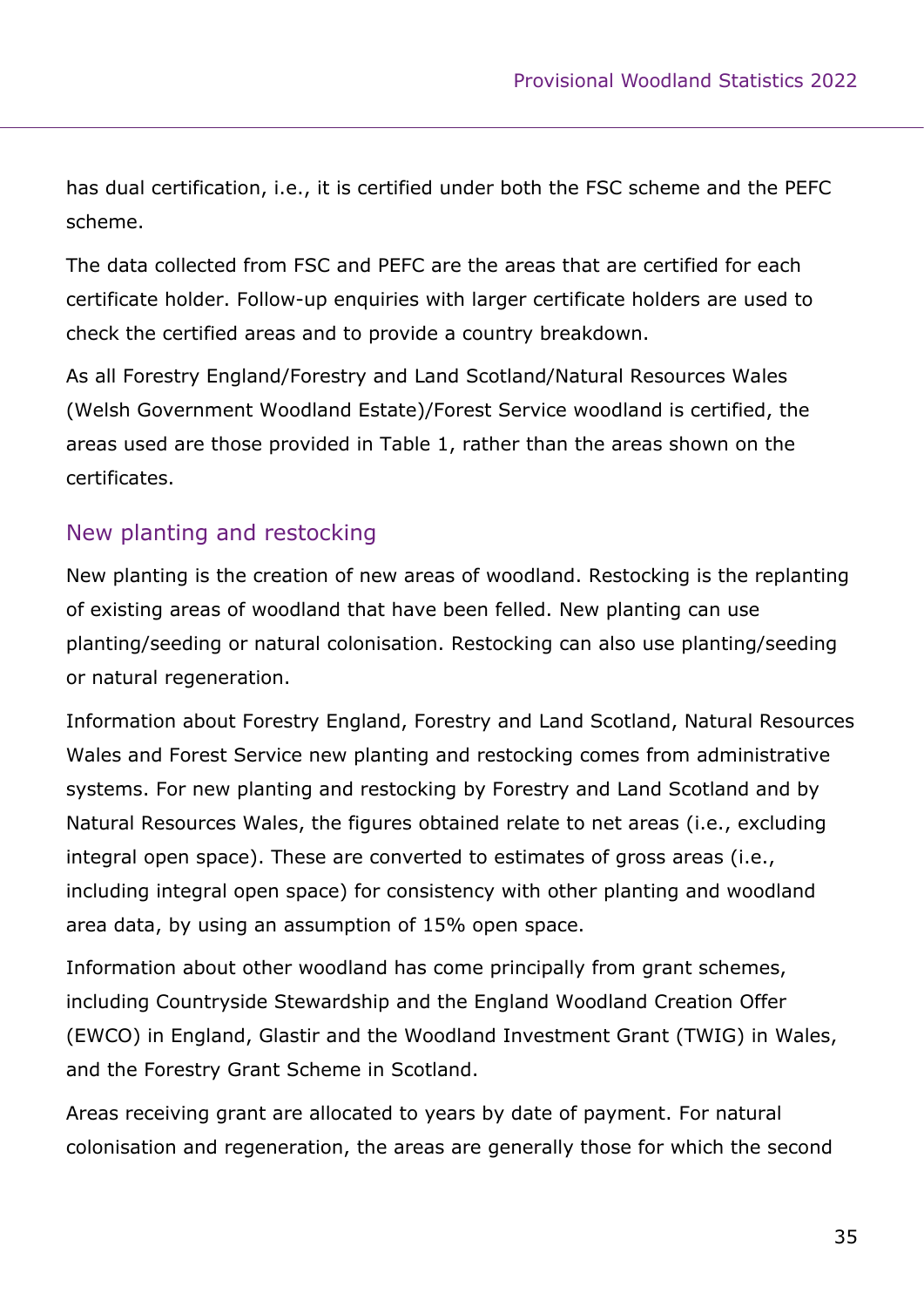has dual certification, i.e., it is certified under both the FSC scheme and the PEFC scheme.

The data collected from FSC and PEFC are the areas that are certified for each certificate holder. Follow-up enquiries with larger certificate holders are used to check the certified areas and to provide a country breakdown.

As all Forestry England/Forestry and Land Scotland/Natural Resources Wales (Welsh Government Woodland Estate)/Forest Service woodland is certified, the areas used are those provided in Table 1, rather than the areas shown on the certificates.

## New planting and restocking

New planting is the creation of new areas of woodland. Restocking is the replanting of existing areas of woodland that have been felled. New planting can use planting/seeding or natural colonisation. Restocking can also use planting/seeding or natural regeneration.

Information about Forestry England, Forestry and Land Scotland, Natural Resources Wales and Forest Service new planting and restocking comes from administrative systems. For new planting and restocking by Forestry and Land Scotland and by Natural Resources Wales, the figures obtained relate to net areas (i.e., excluding integral open space). These are converted to estimates of gross areas (i.e., including integral open space) for consistency with other planting and woodland area data, by using an assumption of 15% open space.

Information about other woodland has come principally from grant schemes, including Countryside Stewardship and the England Woodland Creation Offer (EWCO) in England, Glastir and the Woodland Investment Grant (TWIG) in Wales, and the Forestry Grant Scheme in Scotland.

Areas receiving grant are allocated to years by date of payment. For natural colonisation and regeneration, the areas are generally those for which the second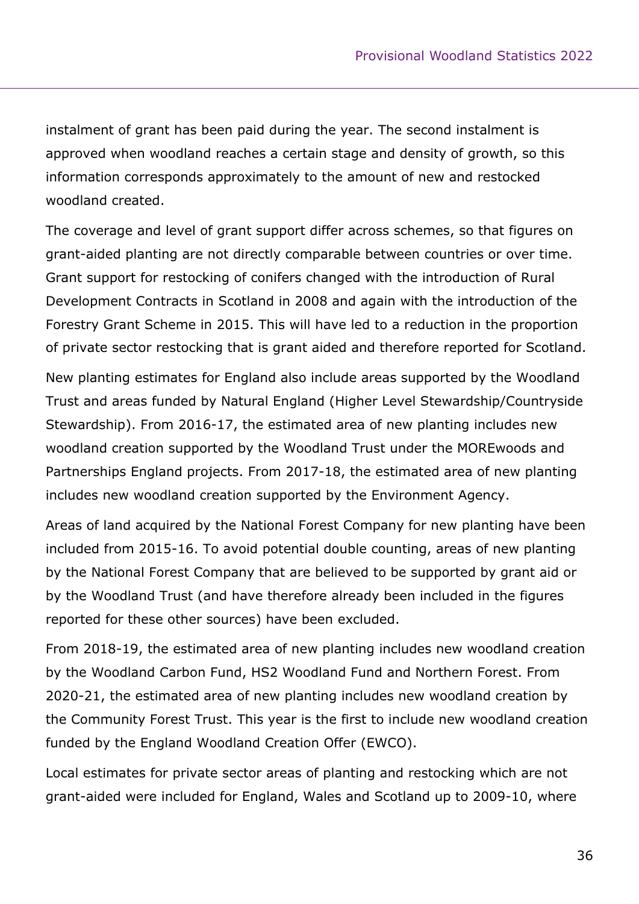instalment of grant has been paid during the year. The second instalment is approved when woodland reaches a certain stage and density of growth, so this information corresponds approximately to the amount of new and restocked woodland created.

The coverage and level of grant support differ across schemes, so that figures on grant-aided planting are not directly comparable between countries or over time. Grant support for restocking of conifers changed with the introduction of Rural Development Contracts in Scotland in 2008 and again with the introduction of the Forestry Grant Scheme in 2015. This will have led to a reduction in the proportion of private sector restocking that is grant aided and therefore reported for Scotland.

New planting estimates for England also include areas supported by the Woodland Trust and areas funded by Natural England (Higher Level Stewardship/Countryside Stewardship). From 2016-17, the estimated area of new planting includes new woodland creation supported by the Woodland Trust under the MOREwoods and Partnerships England projects. From 2017-18, the estimated area of new planting includes new woodland creation supported by the Environment Agency.

Areas of land acquired by the National Forest Company for new planting have been included from 2015-16. To avoid potential double counting, areas of new planting by the National Forest Company that are believed to be supported by grant aid or by the Woodland Trust (and have therefore already been included in the figures reported for these other sources) have been excluded.

From 2018-19, the estimated area of new planting includes new woodland creation by the Woodland Carbon Fund, HS2 Woodland Fund and Northern Forest. From 2020-21, the estimated area of new planting includes new woodland creation by the Community Forest Trust. This year is the first to include new woodland creation funded by the England Woodland Creation Offer (EWCO).

Local estimates for private sector areas of planting and restocking which are not grant-aided were included for England, Wales and Scotland up to 2009-10, where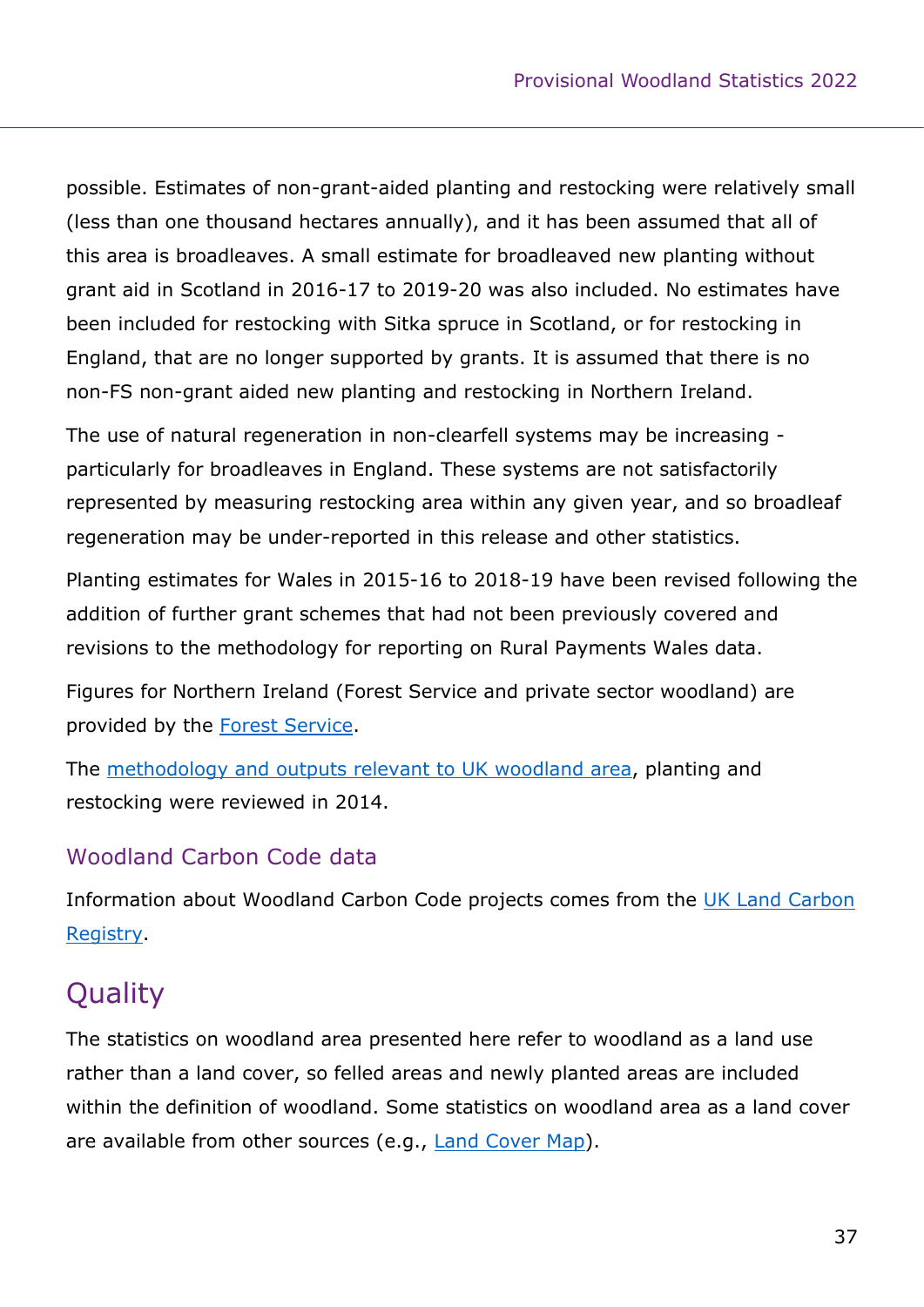possible. Estimates of non-grant-aided planting and restocking were relatively small (less than one thousand hectares annually), and it has been assumed that all of this area is broadleaves. A small estimate for broadleaved new planting without grant aid in Scotland in 2016-17 to 2019-20 was also included. No estimates have been included for restocking with Sitka spruce in Scotland, or for restocking in England, that are no longer supported by grants. It is assumed that there is no non-FS non-grant aided new planting and restocking in Northern Ireland.

The use of natural regeneration in non-clearfell systems may be increasing - particularly for broadleaves in England. These systems are not satisfactorily represented by measuring restocking area within any given year, and so broadleaf regeneration may be under-reported in this release and other statistics.

Planting estimates for Wales in 2015-16 to 2018-19 have been revised following the addition of further grant schemes that had not been previously covered and revisions to the methodology for reporting on Rural Payments Wales data.

Figures for Northern Ireland (Forest Service and private sector woodland) are provided by the Forest Service.

The methodology and outputs relevant to UK woodland area, planting and restocking were reviewed in 2014.

### Woodland Carbon Code data

Information about Woodland Carbon Code projects comes from the UK Land Carbon Registry.

## Quality

The statistics on woodland area presented here refer to woodland as a land use rather than a land cover, so felled areas and newly planted areas are included within the definition of woodland. Some statistics on woodland area as a land cover are available from other sources (e.g., Land Cover Map).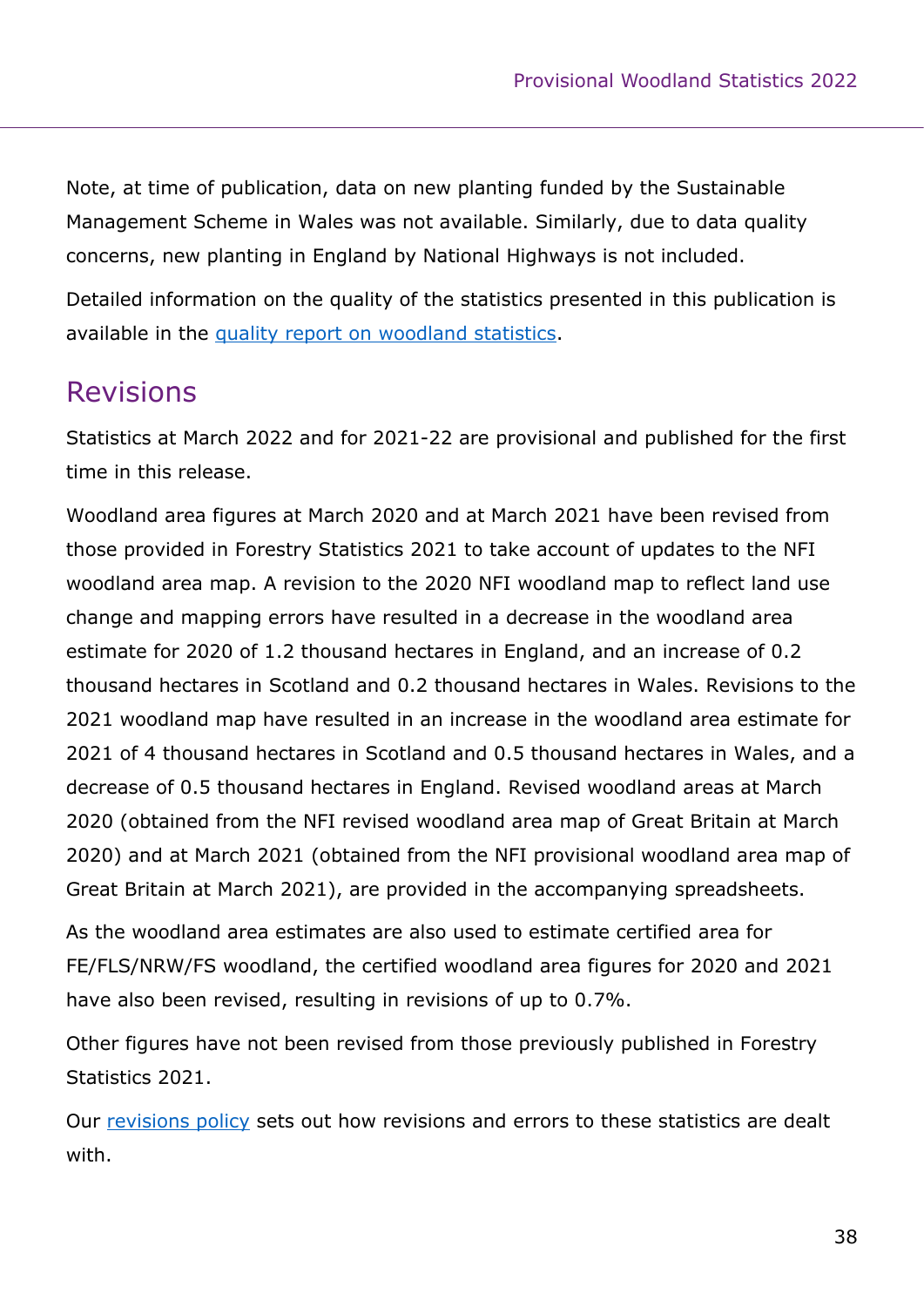Note, at time of publication, data on new planting funded by the Sustainable Management Scheme in Wales was not available. Similarly, due to data quality concerns, new planting in England by National Highways is not included.

Detailed information on the quality of the statistics presented in this publication is available in the [quality report on woodland statistics](quality report on woodland statistics).

## Revisions

Statistics at March 2022 and for 2021-22 are provisional and published for the first time in this release.

Woodland area figures at March 2020 and at March 2021 have been revised from those provided in Forestry Statistics 2021 to take account of updates to the NFI woodland area map. A revision to the 2020 NFI woodland map to reflect land use change and mapping errors have resulted in a decrease in the woodland area estimate for 2020 of 1.2 thousand hectares in England, and an increase of 0.2 thousand hectares in Scotland and 0.2 thousand hectares in Wales. Revisions to the 2021 woodland map have resulted in an increase in the woodland area estimate for 2021 of 4 thousand hectares in Scotland and 0.5 thousand hectares in Wales, and a decrease of 0.5 thousand hectares in England. Revised woodland areas at March 2020 (obtained from the NFI revised woodland area map of Great Britain at March 2020) and at March 2021 (obtained from the NFI provisional woodland area map of Great Britain at March 2021), are provided in the accompanying spreadsheets.

As the woodland area estimates are also used to estimate certified area for FE/FLS/NRW/FS woodland, the certified woodland area figures for 2020 and 2021 have also been revised, resulting in revisions of up to 0.7%.

Other figures have not been revised from those previously published in Forestry Statistics 2021.

Our revisions policy sets out how revisions and errors to these statistics are dealt with.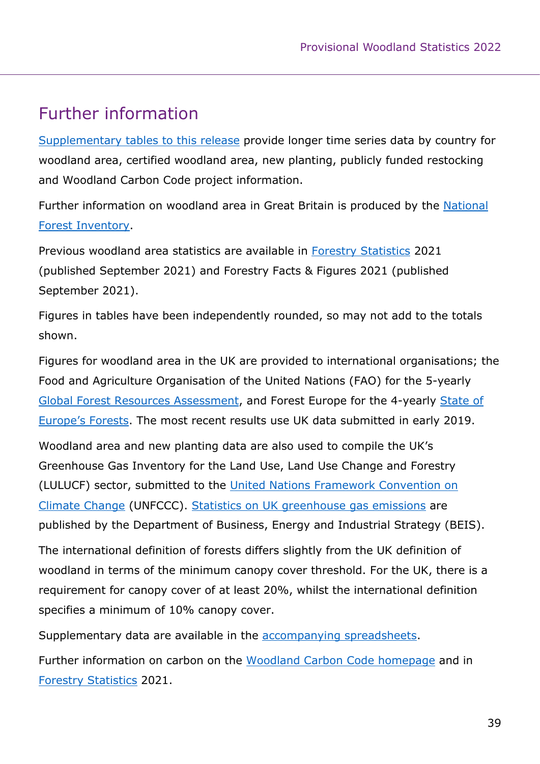## Further information

Supplementary tables to this release provide longer time series data by country for woodland area, certified woodland area, new planting, publicly funded restocking and Woodland Carbon Code project information.

Further information on woodland area in Great Britain is produced by the National Forest Inventory.

Previous woodland area statistics are available in Forestry Statistics 2021 (published September 2021) and Forestry Facts & Figures 2021 (published September 2021).

Figures in tables have been independently rounded, so may not add to the totals shown.

Figures for woodland area in the UK are provided to international organisations; the Food and Agriculture Organisation of the United Nations (FAO) for the 5-yearly Global Forest Resources Assessment, and Forest Europe for the 4-yearly State of Europe's Forests. The most recent results use UK data submitted in early 2019.

Woodland area and new planting data are also used to compile the UK's Greenhouse Gas Inventory for the Land Use, Land Use Change and Forestry (LULUCF) sector, submitted to the United Nations Framework Convention on Climate Change (UNFCCC). Statistics on UK greenhouse gas emissions are published by the Department of Business, Energy and Industrial Strategy (BEIS).

The international definition of forests differs slightly from the UK definition of woodland in terms of the minimum canopy cover threshold. For the UK, there is a requirement for canopy cover of at least 20%, whilst the international definition specifies a minimum of 10% canopy cover.

Supplementary data are available in the accompanying spreadsheets.

Further information on carbon on the Woodland Carbon Code homepage and in Forestry Statistics 2021.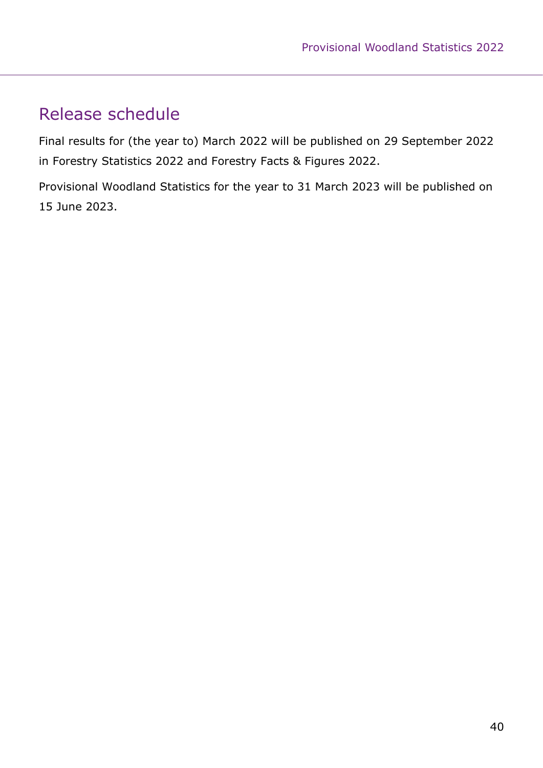## Release schedule

Final results for (the year to) March 2022 will be published on 29 September 2022 in Forestry Statistics 2022 and Forestry Facts & Figures 2022.

Provisional Woodland Statistics for the year to 31 March 2023 will be published on 15 June 2023.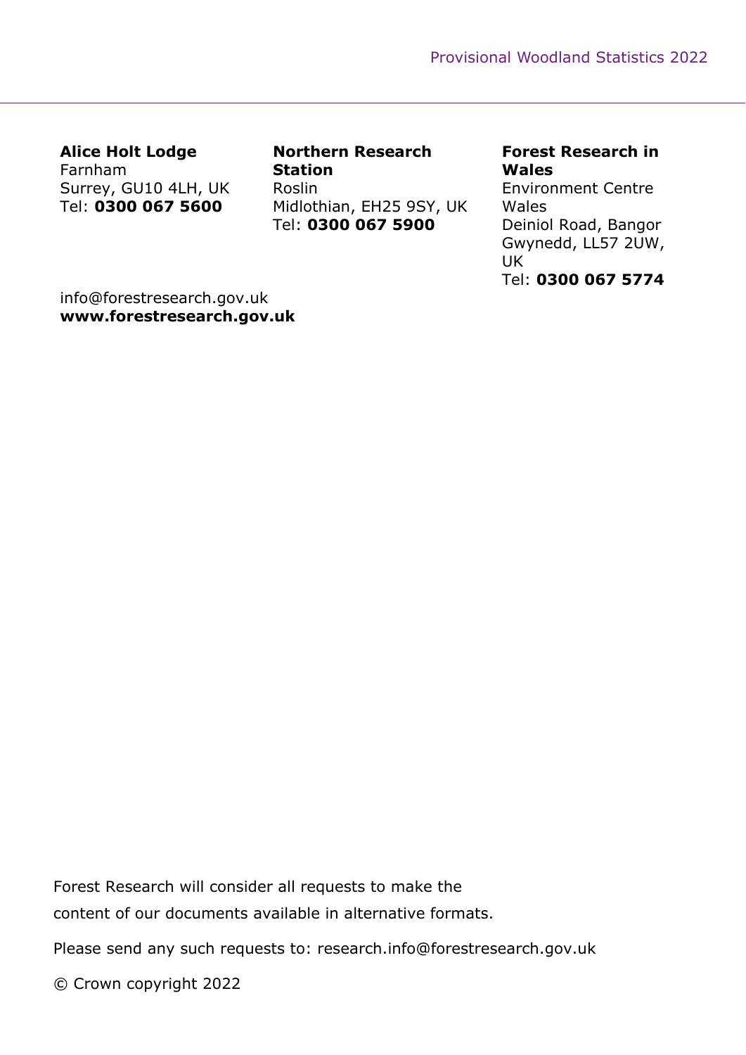**Alice Holt Lodge**
Farnham
Surrey, GU10 4LH, UK
Tel: **0300 067 5600**

**Northern Research Station**
Roslin
Midlothian, EH25 9SY, UK
Tel: **0300 067 5900**

**Forest Research in Wales**
Environment Centre Wales
Deiniol Road, Bangor
Gwynedd, LL57 2UW, UK
Tel: **0300 067 5774**

info@forestresearch.gov.uk
**www.forestresearch.gov.uk**

Forest Research will consider all requests to make the content of our documents available in alternative formats.

Please send any such requests to: research.info@forestresearch.gov.uk

© Crown copyright 2022